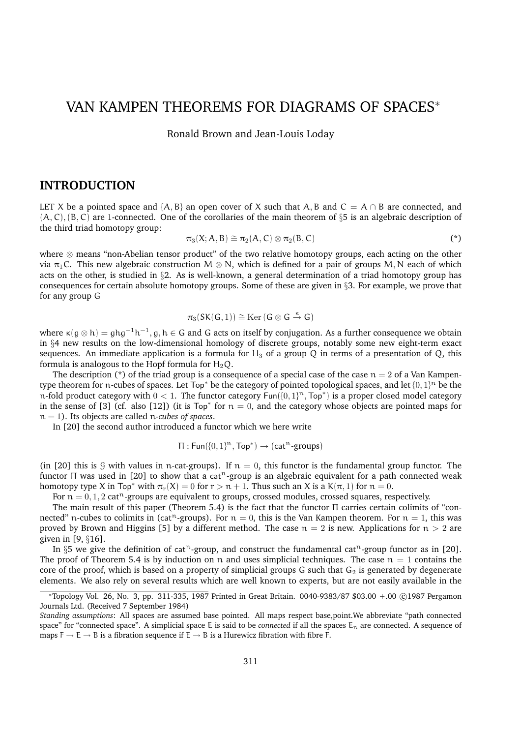# VAN KAMPEN THEOREMS FOR DIAGRAMS OF SPACES*

Ronald Brown and Jean-Louis Loday

## INTRODUCTION

LET $X$ be a pointed space and $\{A, B\}$ an open cover of $X$ such that $A, B$ and $C = A \cap B$ are connected, and $(A, C), (B, C)$ are 1-connected. One of the corollaries of the main theorem of §5 is an algebraic description of the third triad homotopy group:

$$\pi_3(X; A, B) \cong \pi_2(A, C) \otimes \pi_2(B, C) \qquad (*)$$

where $\otimes$ means "non-Abelian tensor product" of the two relative homotopy groups, each acting on the other via $\pi_1 C$. This new algebraic construction $M \otimes N$, which is defined for a pair of groups $M, N$ each of which acts on the other, is studied in §2. As is well-known, a general determination of a triad homotopy group has consequences for certain absolute homotopy groups. Some of these are given in §3. For example, we prove that for any group $G$

$$\pi_3(SK(G, 1)) \cong \operatorname{Ker}(G \otimes G \xrightarrow{\kappa} G)$$

where $\kappa(g \otimes h) = ghg^{-1}h^{-1}$, $g, h \in G$ and $G$ acts on itself by conjugation. As a further consequence we obtain in §4 new results on the low-dimensional homology of discrete groups, notably some new eight-term exact sequences. An immediate application is a formula for $H_3$ of a group $Q$ in terms of a presentation of $Q$, this formula is analogous to the Hopf formula for $H_2 Q$.

The description (*) of the triad group is a consequence of a special case of the case $n = 2$ of a Van Kampen-type theorem for $n$-cubes of spaces. Let $\mathsf{Top}^*$ be the category of pointed topological spaces, and let $\{0, 1\}^n$ be the $n$-fold product category with $0 < 1$. The functor category $\mathsf{Fun}(\{0, 1\}^n, \mathsf{Top}^*)$ is a proper closed model category in the sense of [3] (cf. also [12]) (it is $\mathsf{Top}^*$ for $n = 0$, and the category whose objects are pointed maps for $n = 1$). Its objects are called *$n$-cubes of spaces*.

In [20] the second author introduced a functor which we here write

$$\Pi : \mathsf{Fun}(\{0, 1\}^n, \mathsf{Top}^*) \to (\mathsf{cat}^n\text{-groups})$$

(in [20] this is $\mathcal{G}$ with values in $n$-cat-groups). If $n = 0$, this functor is the fundamental group functor. The functor $\Pi$ was used in [20] to show that a $\mathsf{cat}^n$-group is an algebraic equivalent for a path connected weak homotopy type $X$ in $\mathsf{Top}^*$ with $\pi_r(X) = 0$ for $r > n + 1$. Thus such an $X$ is a $K(\pi, 1)$ for $n = 0$.

For $n = 0, 1, 2$ $\mathsf{cat}^n$-groups are equivalent to groups, crossed modules, crossed squares, respectively.

The main result of this paper (Theorem 5.4) is the fact that the functor $\Pi$ carries certain colimits of "connected" $n$-cubes to colimits in ($\mathsf{cat}^n$-groups). For $n = 0$, this is the Van Kampen theorem. For $n = 1$, this was proved by Brown and Higgins [5] by a different method. The case $n = 2$ is new. Applications for $n > 2$ are given in [9, §16].

In §5 we give the definition of $\mathsf{cat}^n$-group, and construct the fundamental $\mathsf{cat}^n$-group functor as in [20]. The proof of Theorem 5.4 is by induction on $n$ and uses simplicial techniques. The case $n = 1$ contains the core of the proof, which is based on a property of simplicial groups $G$ such that $G_2$ is generated by degenerate elements. We also rely on several results which are well known to experts, but are not easily available in the

---

*Topology Vol. 26, No. 3, pp. 311-335, 1987 Printed in Great Britain. 0040-9383/87 \$03.00 +.00 ©1987 Pergamon Journals Ltd. (Received 7 September 1984)

*Standing assumptions*: All spaces are assumed base pointed. All maps respect base,point.We abbreviate "path connected space" for "connected space". A simplicial space $E$ is said to be *connected* if all the spaces $E_n$ are connected. A sequence of maps $F \to E \to B$ is a fibration sequence if $E \to B$ is a Hurewicz fibration with fibre $F$.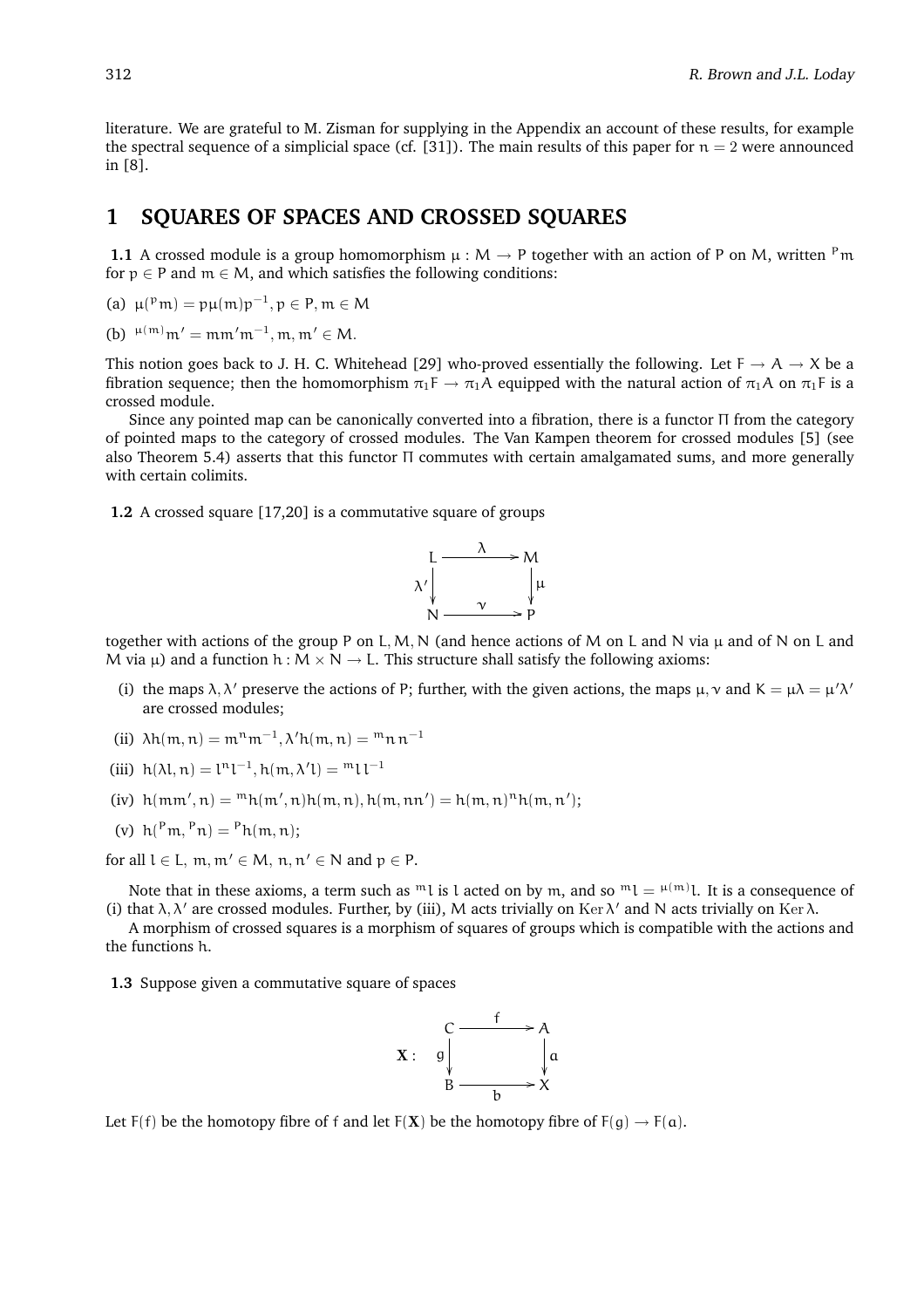literature. We are grateful to M. Zisman for supplying in the Appendix an account of these results, for example the spectral sequence of a simplicial space (cf. [31]). The main results of this paper for $n = 2$ were announced in [8].

## 1 SQUARES OF SPACES AND CROSSED SQUARES

**1.1** A crossed module is a group homomorphism $\mu : M \to P$ together with an action of $P$ on $M$, written ${}^{p}m$ for $p \in P$ and $m \in M$, and which satisfies the following conditions:

(a) $\mu({}^{p}m) = p\mu(m)p^{-1}, p \in P, m \in M$

(b) ${}^{\mu(m)}m' = mm'm^{-1}, m, m' \in M$.

This notion goes back to J. H. C. Whitehead [29] who-proved essentially the following. Let $F \to A \to X$ be a fibration sequence; then the homomorphism $\pi_1 F \to \pi_1 A$ equipped with the natural action of $\pi_1 A$ on $\pi_1 F$ is a crossed module.

Since any pointed map can be canonically converted into a fibration, there is a functor $\Pi$ from the category of pointed maps to the category of crossed modules. The Van Kampen theorem for crossed modules [5] (see also Theorem 5.4) asserts that this functor $\Pi$ commutes with certain amalgamated sums, and more generally with certain colimits.

**1.2** A crossed square [17,20] is a commutative square of groups

$$\begin{array}{ccc} L & \xrightarrow{\lambda} & M \\ {\scriptstyle\lambda'}\downarrow & & \downarrow{\scriptstyle\mu} \\ N & \xrightarrow{\nu} & P \end{array}$$

together with actions of the group $P$ on $L, M, N$ (and hence actions of $M$ on $L$ and $N$ via $\mu$ and of $N$ on $L$ and $M$ via $\mu$) and a function $h : M \times N \to L$. This structure shall satisfy the following axioms:

(i) the maps $\lambda, \lambda'$ preserve the actions of $P$; further, with the given actions, the maps $\mu, \nu$ and $K = \mu\lambda = \mu'\lambda'$ are crossed modules;

(ii) $\lambda h(m, n) = m{}^{n}m^{-1}, \lambda' h(m, n) = {}^{m}n\, n^{-1}$

(iii) $h(\lambda l, n) = l{}^{n}l^{-1}, h(m, \lambda' l) = {}^{m}l\, l^{-1}$

(iv) $h(mm', n) = {}^{m}h(m', n)h(m, n), h(m, nn') = h(m, n){}^{n}h(m, n')$;

(v) $h({}^{p}m, {}^{p}n) = {}^{p}h(m, n)$;

for all $l \in L$, $m, m' \in M$, $n, n' \in N$ and $p \in P$.

Note that in these axioms, a term such as ${}^{m}l$ is $l$ acted on by $m$, and so ${}^{m}l = {}^{\mu(m)}l$. It is a consequence of (i) that $\lambda, \lambda'$ are crossed modules. Further, by (iii), $M$ acts trivially on $\operatorname{Ker}\lambda'$ and $N$ acts trivially on $\operatorname{Ker}\lambda$.

A morphism of crossed squares is a morphism of squares of groups which is compatible with the actions and the functions $h$.

**1.3** Suppose given a commutative square of spaces

$$\mathbf{X} : \quad \begin{array}{ccc} C & \xrightarrow{f} & A \\ {\scriptstyle g}\downarrow & & \downarrow{\scriptstyle a} \\ B & \xrightarrow{b} & X \end{array}$$

Let $F(f)$ be the homotopy fibre of $f$ and let $F(\mathbf{X})$ be the homotopy fibre of $F(g) \to F(a)$.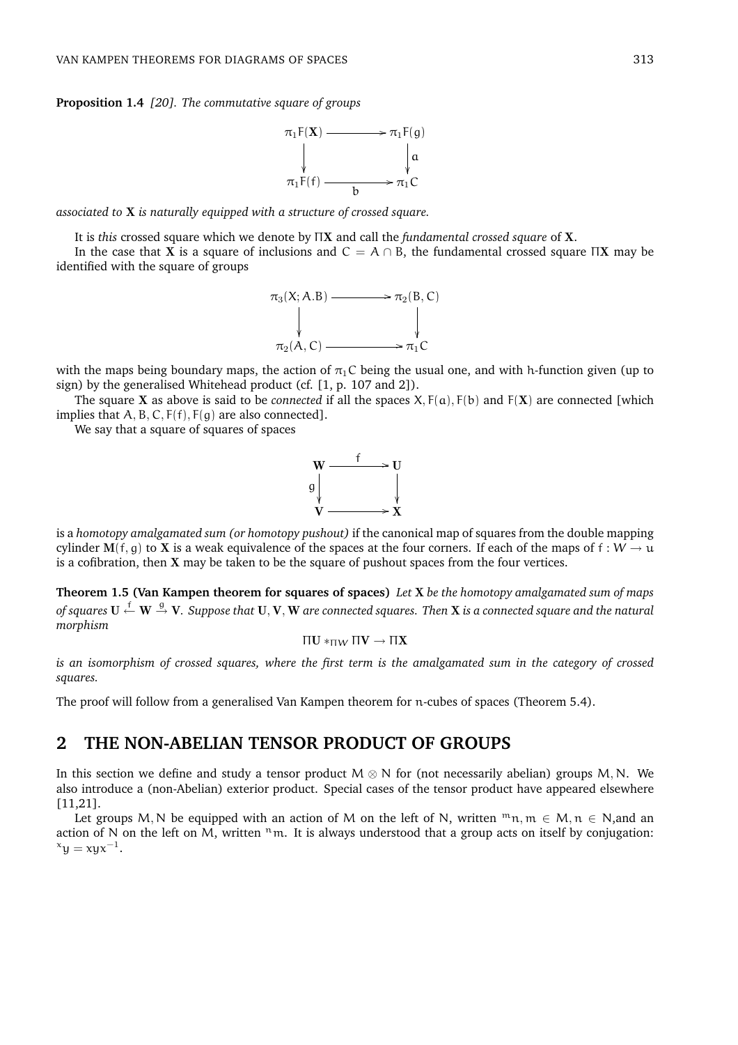**Proposition 1.4** *[20]. The commutative square of groups*

$$\begin{array}{ccc} \pi_1 F(\mathbf{X}) & \longrightarrow & \pi_1 F(g) \\ \downarrow & & \downarrow a \\ \pi_1 F(f) & \xrightarrow[b]{} & \pi_1 C \end{array}$$

*associated to* $\mathbf{X}$ *is naturally equipped with a structure of crossed square.*

It is *this* crossed square which we denote by $\Pi\mathbf{X}$ and call the *fundamental crossed square* of $\mathbf{X}$.

In the case that $\mathbf{X}$ is a square of inclusions and $C = A \cap B$, the fundamental crossed square $\Pi\mathbf{X}$ may be identified with the square of groups

$$\begin{array}{ccc} \pi_3(X; A.B) & \longrightarrow & \pi_2(B, C) \\ \downarrow & & \downarrow \\ \pi_2(A, C) & \longrightarrow & \pi_1 C \end{array}$$

with the maps being boundary maps, the action of $\pi_1 C$ being the usual one, and with $h$-function given (up to sign) by the generalised Whitehead product (cf. [1, p. 107 and 2]).

The square $\mathbf{X}$ as above is said to be *connected* if all the spaces $X, F(a), F(b)$ and $F(\mathbf{X})$ are connected [which implies that $A, B, C, F(f), F(g)$ are also connected].

We say that a square of squares of spaces

$$\begin{array}{ccc} \mathbf{W} & \xrightarrow{f} & \mathbf{U} \\ g\downarrow & & \downarrow \\ \mathbf{V} & \longrightarrow & \mathbf{X} \end{array}$$

is a *homotopy amalgamated sum (or homotopy pushout)* if the canonical map of squares from the double mapping cylinder $\mathbf{M}(f, g)$ to $\mathbf{X}$ is a weak equivalence of the spaces at the four corners. If each of the maps of $f : W \to u$ is a cofibration, then $\mathbf{X}$ may be taken to be the square of pushout spaces from the four vertices.

**Theorem 1.5 (Van Kampen theorem for squares of spaces)** *Let* $\mathbf{X}$ *be the homotopy amalgamated sum of maps of squares* $\mathbf{U} \xleftarrow{f} \mathbf{W} \xrightarrow{g} \mathbf{V}$*. Suppose that* $\mathbf{U}, \mathbf{V}, \mathbf{W}$ *are connected squares. Then* $\mathbf{X}$ *is a connected square and the natural morphism*

$$\Pi\mathbf{U} *_{\Pi W} \Pi\mathbf{V} \to \Pi\mathbf{X}$$

*is an isomorphism of crossed squares, where the first term is the amalgamated sum in the category of crossed squares.*

The proof will follow from a generalised Van Kampen theorem for $n$-cubes of spaces (Theorem 5.4).

## 2 THE NON-ABELIAN TENSOR PRODUCT OF GROUPS

In this section we define and study a tensor product $M \otimes N$ for (not necessarily abelian) groups $M, N$. We also introduce a (non-Abelian) exterior product. Special cases of the tensor product have appeared elsewhere [11,21].

Let groups $M, N$ be equipped with an action of $M$ on the left of $N$, written ${}^m n$, $m \in M, n \in N$,and an action of $N$ on the left on $M$, written ${}^n m$. It is always understood that a group acts on itself by conjugation: ${}^x y = xyx^{-1}$.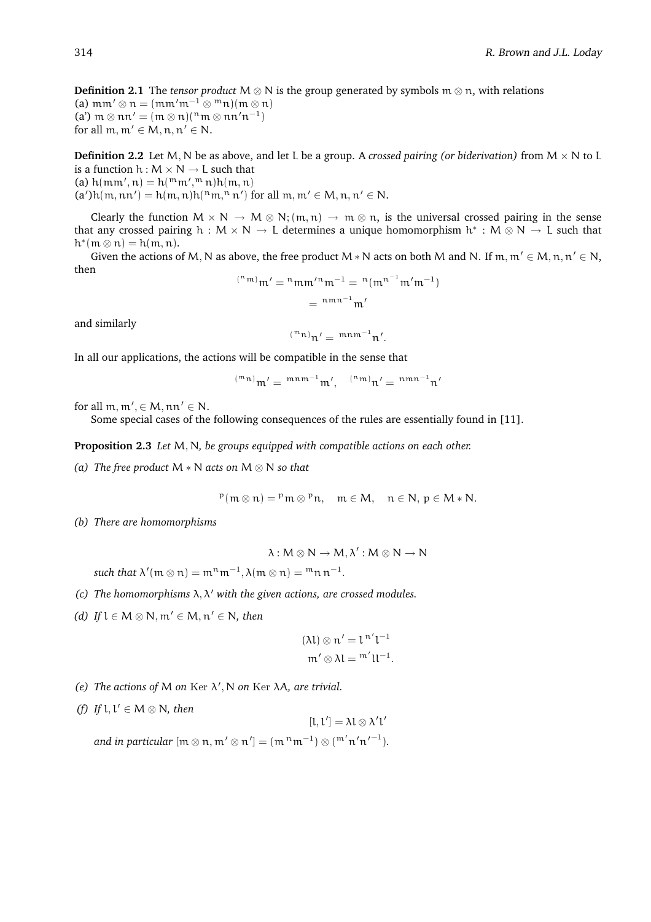**Definition 2.1** The *tensor product* $M \otimes N$ is the group generated by symbols $m \otimes n$, with relations
(a) $mm' \otimes n = (mm'm^{-1} \otimes {}^m n)(m \otimes n)$
(a') $m \otimes nn' = (m \otimes n)({}^n m \otimes nn'n^{-1})$
for all $m, m' \in M, n, n' \in N$.

**Definition 2.2** Let $M, N$ be as above, and let $L$ be a group. A *crossed pairing (or biderivation)* from $M \times N$ to $L$ is a function $h : M \times N \to L$ such that
(a) $h(mm', n) = h({}^m m', {}^m n)h(m, n)$
(a')$h(m, nn') = h(m, n)h({}^n m, {}^n n')$ for all $m, m' \in M, n, n' \in N$.

Clearly the function $M \times N \to M \otimes N; (m, n) \to m \otimes n$, is the universal crossed pairing in the sense that any crossed pairing $h : M \times N \to L$ determines a unique homomorphism $h^* : M \otimes N \to L$ such that $h^*(m \otimes n) = h(m, n)$.

Given the actions of $M, N$ as above, the free product $M * N$ acts on both $M$ and $N$. If $m, m' \in M, n, n' \in N$, then

$$
\begin{aligned}
{}^{({}^n m)}m' &= {}^n m m'{}^n m^{-1} = {}^n(m^{n^{-1}} m' m^{-1}) \\
&= {}^{nmn^{-1}}m'
\end{aligned}
$$

and similarly

$$
{}^{({}^m n)}n' = {}^{mnm^{-1}}n'.
$$

In all our applications, the actions will be compatible in the sense that

$$
{}^{({}^m n)}m' = {}^{mnm^{-1}}m', \quad {}^{({}^n m)}n' = {}^{nmn^{-1}}n'
$$

for all $m, m', \in M, nn' \in N$.

Some special cases of the following consequences of the rules are essentially found in [11].

**Proposition 2.3** *Let $M, N$, be groups equipped with compatible actions on each other.*

*(a) The free product $M * N$ acts on $M \otimes N$ so that*

$$
{}^p(m \otimes n) = {}^p m \otimes {}^p n, \quad m \in M, \quad n \in N, \, p \in M * N.
$$

*(b) There are homomorphisms*

$$
\lambda : M \otimes N \to M, \lambda' : M \otimes N \to N
$$

*such that $\lambda'(m \otimes n) = m{}^n m^{-1}, \lambda(m \otimes n) = {}^m n n^{-1}$.*

*(c) The homomorphisms $\lambda, \lambda'$ with the given actions, are crossed modules.*

*(d) If $l \in M \otimes N, m' \in M, n' \in N$, then*

$$
\begin{aligned}
(\lambda l) \otimes n' &= l\,{}^{n'}l^{-1} \\
m' \otimes \lambda l &= {}^{m'}l l^{-1}.
\end{aligned}
$$

*(e) The actions of $M$ on $\operatorname{Ker} \lambda'$, $N$ on $\operatorname{Ker} \lambda A$, are trivial.*

*(f) If $l, l' \in M \otimes N$, then*

$$
[l, l'] = \lambda l \otimes \lambda' l'
$$

*and in particular $[m \otimes n, m' \otimes n'] = (m\,{}^n m^{-1}) \otimes ({}^{m'}n' n'^{-1})$.*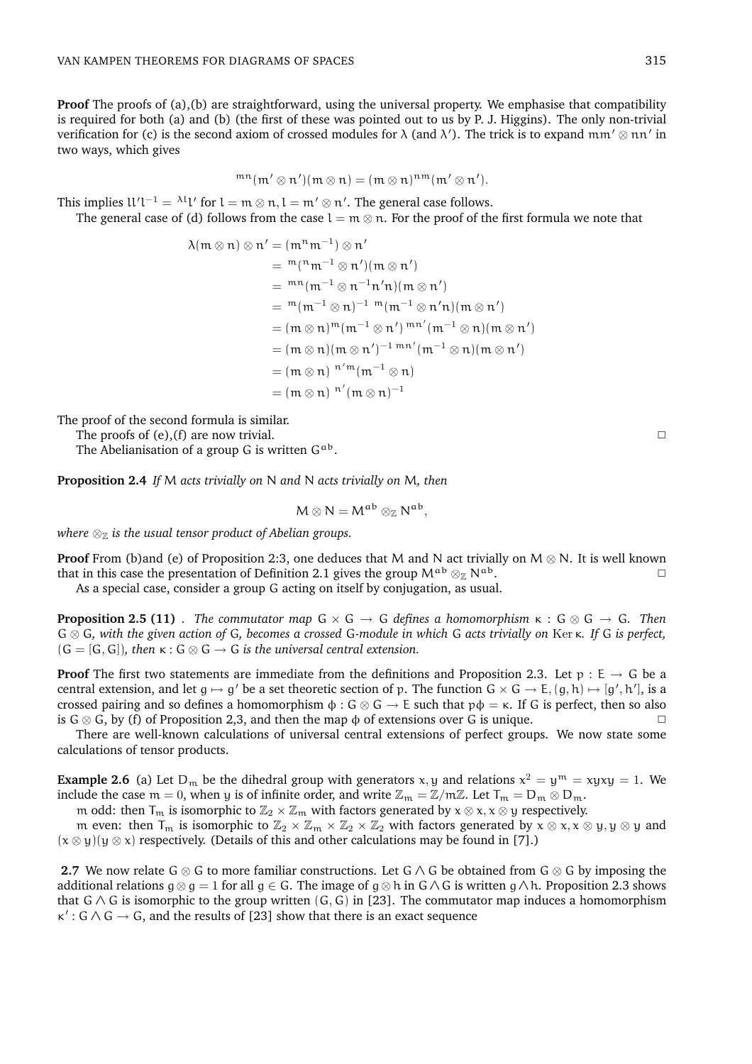**Proof** The proofs of (a),(b) are straightforward, using the universal property. We emphasise that compatibility is required for both (a) and (b) (the first of these was pointed out to us by P. J. Higgins). The only non-trivial verification for (c) is the second axiom of crossed modules for $\lambda$ (and $\lambda'$). The trick is to expand $mm' \otimes nn'$ in two ways, which gives

$$^{mn}(m' \otimes n')(m \otimes n) = (m \otimes n)^{nm}(m' \otimes n').$$

This implies $ll'l^{-1} = {}^{\lambda l}l'$ for $l = m \otimes n, l = m' \otimes n'$. The general case follows.

The general case of (d) follows from the case $l = m \otimes n$. For the proof of the first formula we note that

$$\begin{aligned}
\lambda(m \otimes n) \otimes n' &= (m^n m^{-1}) \otimes n' \\
&= {}^m({}^n m^{-1} \otimes n')(m \otimes n') \\
&= {}^{mn}(m^{-1} \otimes n^{-1}n'n)(m \otimes n') \\
&= {}^m(m^{-1} \otimes n)^{-1}\, {}^m(m^{-1} \otimes n'n)(m \otimes n') \\
&= (m \otimes n)^m(m^{-1} \otimes n')\, {}^{mn'}(m^{-1} \otimes n)(m \otimes n') \\
&= (m \otimes n)(m \otimes n')^{-1}\, {}^{mn'}(m^{-1} \otimes n)(m \otimes n') \\
&= (m \otimes n)\ {}^{n'm}(m^{-1} \otimes n) \\
&= (m \otimes n)\ {}^{n'}(m \otimes n)^{-1}
\end{aligned}$$

The proof of the second formula is similar.

The proofs of (e),(f) are now trivial. □

The Abelianisation of a group $G$ is written $G^{ab}$.

**Proposition 2.4** *If $M$ acts trivially on $N$ and $N$ acts trivially on $M$, then*

$$M \otimes N = M^{ab} \otimes_{\mathbb{Z}} N^{ab},$$

*where $\otimes_{\mathbb{Z}}$ is the usual tensor product of Abelian groups.*

**Proof** From (b)and (e) of Proposition 2:3, one deduces that $M$ and $N$ act trivially on $M \otimes N$. It is well known that in this case the presentation of Definition 2.1 gives the group $M^{ab} \otimes_{\mathbb{Z}} N^{ab}$. □

As a special case, consider a group $G$ acting on itself by conjugation, as usual.

**Proposition 2.5 (11)** . *The commutator map $G \times G \to G$ defines a homomorphism $\kappa : G \otimes G \to G$. Then $G \otimes G$, with the given action of $G$, becomes a crossed $G$-module in which $G$ acts trivially on $\operatorname{Ker} \kappa$. If $G$ is perfect, $(G = [G, G])$, then $\kappa : G \otimes G \to G$ is the universal central extension.*

**Proof** The first two statements are immediate from the definitions and Proposition 2.3. Let $p : E \to G$ be a central extension, and let $g \mapsto g'$ be a set theoretic section of $p$. The function $G \times G \to E, (g, h) \mapsto [g', h']$, is a crossed pairing and so defines a homomorphism $\phi : G \otimes G \to E$ such that $p\phi = \kappa$. If $G$ is perfect, then so also is $G \otimes G$, by (f) of Proposition 2,3, and then the map $\phi$ of extensions over $G$ is unique. □

There are well-known calculations of universal central extensions of perfect groups. We now state some calculations of tensor products.

**Example 2.6** (a) Let $D_m$ be the dihedral group with generators $x, y$ and relations $x^2 = y^m = xyxy = 1$. We include the case $m = 0$, when $y$ is of infinite order, and write $\mathbb{Z}_m = \mathbb{Z}/m\mathbb{Z}$. Let $T_m = D_m \otimes D_m$.

$m$ odd: then $T_m$ is isomorphic to $\mathbb{Z}_2 \times \mathbb{Z}_m$ with factors generated by $x \otimes x, x \otimes y$ respectively.

$m$ even: then $T_m$ is isomorphic to $\mathbb{Z}_2 \times \mathbb{Z}_m \times \mathbb{Z}_2 \times \mathbb{Z}_2$ with factors generated by $x \otimes x, x \otimes y, y \otimes y$ and $(x \otimes y)(y \otimes x)$ respectively. (Details of this and other calculations may be found in [7].)

**2.7** We now relate $G \otimes G$ to more familiar constructions. Let $G \wedge G$ be obtained from $G \otimes G$ by imposing the additional relations $g \otimes g = 1$ for all $g \in G$. The image of $g \otimes h$ in $G \wedge G$ is written $g \wedge h$. Proposition 2.3 shows that $G \wedge G$ is isomorphic to the group written $(G, G)$ in [23]. The commutator map induces a homomorphism $\kappa' : G \wedge G \to G$, and the results of [23] show that there is an exact sequence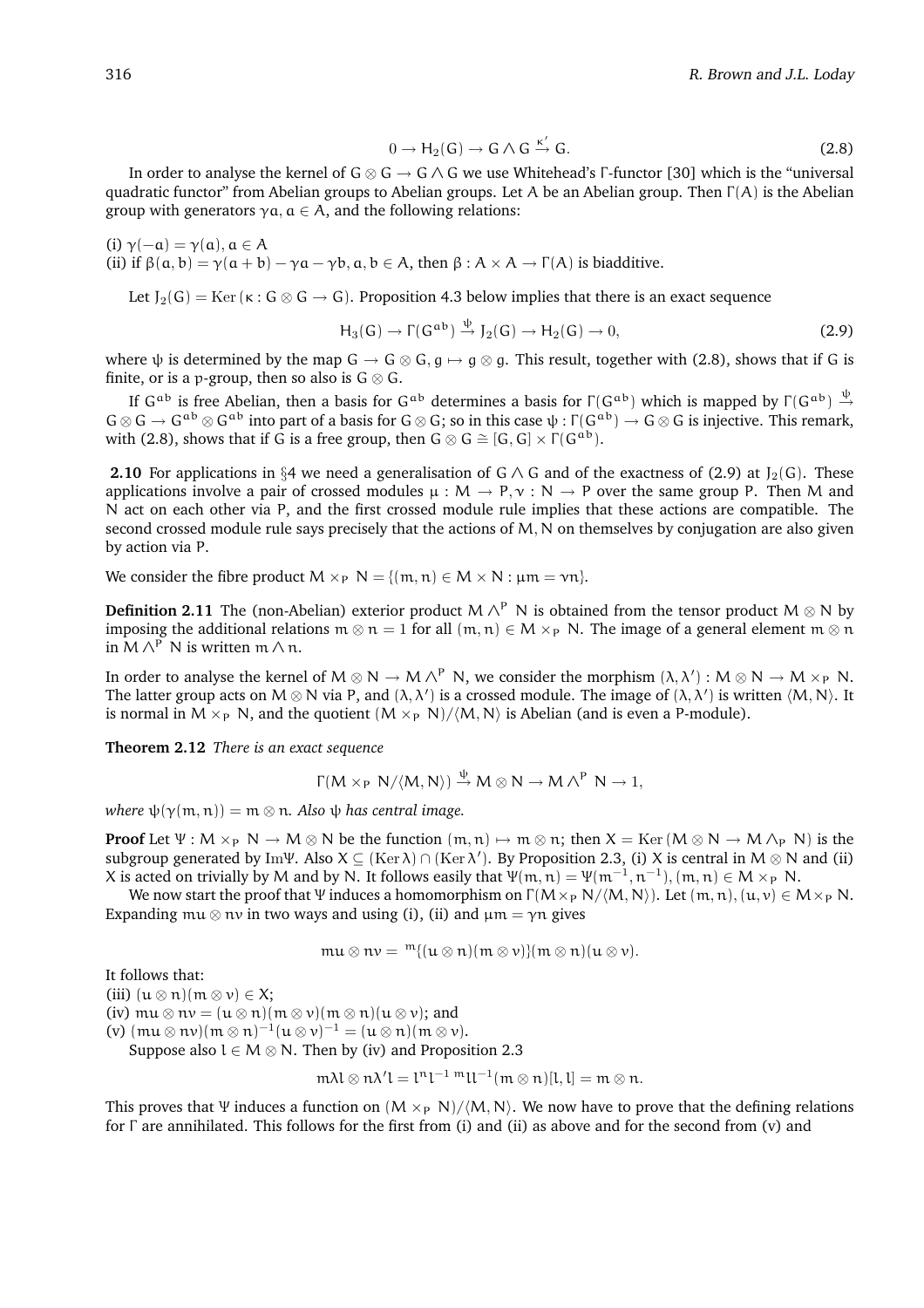$$0 \to H_2(G) \to G \wedge G \xrightarrow{\kappa'} G. \tag{2.8}$$

In order to analyse the kernel of $G \otimes G \to G \wedge G$ we use Whitehead's $\Gamma$-functor [30] which is the "universal quadratic functor" from Abelian groups to Abelian groups. Let $A$ be an Abelian group. Then $\Gamma(A)$ is the Abelian group with generators $\gamma a$, $a \in A$, and the following relations:

(i) $\gamma(-a) = \gamma(a)$, $a \in A$

(ii) if $\beta(a,b) = \gamma(a+b) - \gamma a - \gamma b$, $a, b \in A$, then $\beta : A \times A \to \Gamma(A)$ is biadditive.

Let $J_2(G) = \mathrm{Ker}\,(\kappa : G \otimes G \to G)$. Proposition 4.3 below implies that there is an exact sequence

$$H_3(G) \to \Gamma(G^{ab}) \xrightarrow{\psi} J_2(G) \to H_2(G) \to 0, \tag{2.9}$$

where $\psi$ is determined by the map $G \to G \otimes G$, $g \mapsto g \otimes g$. This result, together with (2.8), shows that if $G$ is finite, or is a $p$-group, then so also is $G \otimes G$.

If $G^{ab}$ is free Abelian, then a basis for $G^{ab}$ determines a basis for $\Gamma(G^{ab})$ which is mapped by $\Gamma(G^{ab}) \xrightarrow{\psi} G \otimes G \to G^{ab} \otimes G^{ab}$ into part of a basis for $G \otimes G$; so in this case $\psi : \Gamma(G^{ab}) \to G \otimes G$ is injective. This remark, with (2.8), shows that if $G$ is a free group, then $G \otimes G \cong [G,G] \times \Gamma(G^{ab})$.

**2.10** For applications in §4 we need a generalisation of $G \wedge G$ and of the exactness of (2.9) at $J_2(G)$. These applications involve a pair of crossed modules $\mu : M \to P, \nu : N \to P$ over the same group $P$. Then $M$ and $N$ act on each other via $P$, and the first crossed module rule implies that these actions are compatible. The second crossed module rule says precisely that the actions of $M, N$ on themselves by conjugation are also given by action via $P$.

We consider the fibre product $M \times_P N = \{(m,n) \in M \times N : \mu m = \nu n\}$.

**Definition 2.11** The (non-Abelian) exterior product $M \wedge^P N$ is obtained from the tensor product $M \otimes N$ by imposing the additional relations $m \otimes n = 1$ for all $(m,n) \in M \times_P N$. The image of a general element $m \otimes n$ in $M \wedge^P N$ is written $m \wedge n$.

In order to analyse the kernel of $M \otimes N \to M \wedge^P N$, we consider the morphism $(\lambda, \lambda') : M \otimes N \to M \times_P N$. The latter group acts on $M \otimes N$ via $P$, and $(\lambda, \lambda')$ is a crossed module. The image of $(\lambda, \lambda')$ is written $\langle M, N \rangle$. It is normal in $M \times_P N$, and the quotient $(M \times_P N)/\langle M, N \rangle$ is Abelian (and is even a $P$-module).

**Theorem 2.12** *There is an exact sequence*

$$\Gamma(M \times_P N/\langle M, N \rangle) \xrightarrow{\psi} M \otimes N \to M \wedge^P N \to 1,$$

*where* $\psi(\gamma(m,n)) = m \otimes n$. *Also* $\psi$ *has central image.*

**Proof** Let $\Psi : M \times_P N \to M \otimes N$ be the function $(m,n) \mapsto m \otimes n$; then $X = \mathrm{Ker}\,(M \otimes N \to M \wedge_P N)$ is the subgroup generated by $\mathrm{Im}\Psi$. Also $X \subseteq (\mathrm{Ker}\,\lambda) \cap (\mathrm{Ker}\,\lambda')$. By Proposition 2.3, (i) $X$ is central in $M \otimes N$ and (ii) $X$ is acted on trivially by $M$ and by $N$. It follows easily that $\Psi(m,n) = \Psi(m^{-1}, n^{-1})$, $(m,n) \in M \times_P N$.

We now start the proof that $\Psi$ induces a homomorphism on $\Gamma(M \times_P N/\langle M, N \rangle)$. Let $(m,n), (u,v) \in M \times_P N$. Expanding $mu \otimes nv$ in two ways and using (i), (ii) and $\mu m = \gamma n$ gives

$$mu \otimes nv = {}^{m}\{(u \otimes n)(m \otimes v)\}(m \otimes n)(u \otimes v).$$

It follows that:

(iii) $(u \otimes n)(m \otimes v) \in X$;

(iv) $mu \otimes nv = (u \otimes n)(m \otimes v)(m \otimes n)(u \otimes v)$; and

(v) $(mu \otimes nv)(m \otimes n)^{-1}(u \otimes v)^{-1} = (u \otimes n)(m \otimes v)$.

Suppose also $l \in M \otimes N$. Then by (iv) and Proposition 2.3

$$m\lambda l \otimes n\lambda' l = l^n l^{-1}\, {}^m l l^{-1}(m \otimes n)[l,l] = m \otimes n.$$

This proves that $\Psi$ induces a function on $(M \times_P N)/\langle M, N \rangle$. We now have to prove that the defining relations for $\Gamma$ are annihilated. This follows for the first from (i) and (ii) as above and for the second from (v) and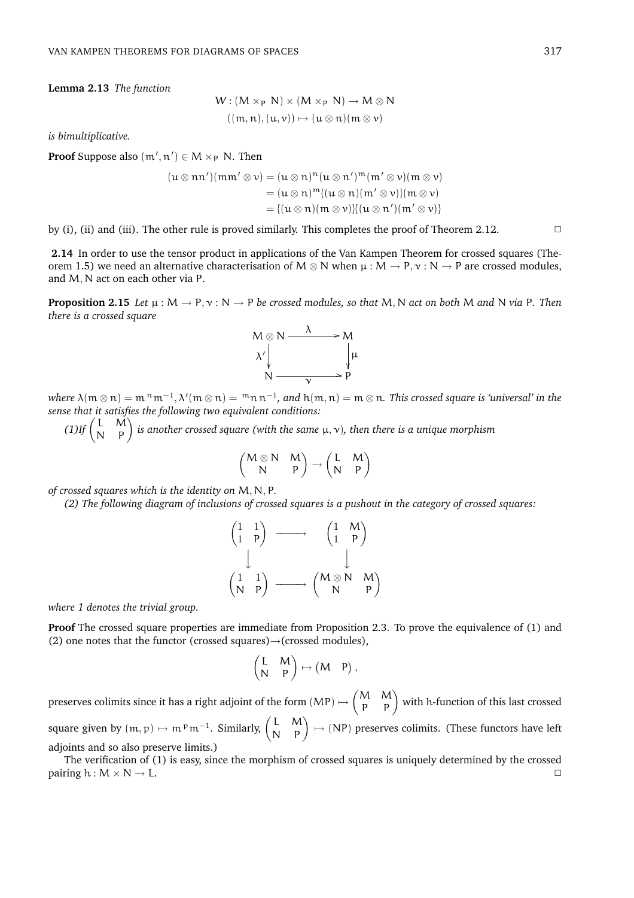**Lemma 2.13** *The function*

$$W : (M \times_P N) \times (M \times_P N) \to M \otimes N$$
$$((m, n), (u, v)) \mapsto (u \otimes n)(m \otimes v)$$

*is bimultiplicative.*

**Proof** Suppose also $(m', n') \in M \times_P N$. Then

$$\begin{aligned}(u \otimes nn')(mm' \otimes v) &= (u \otimes n)^n (u \otimes n')^m (m' \otimes v)(m \otimes v) \\ &= (u \otimes n)^m \{(u \otimes n)(m' \otimes v)\}(m \otimes v) \\ &= \{(u \otimes n)(m \otimes v)\}\{(u \otimes n')(m' \otimes v)\}\end{aligned}$$

by (i), (ii) and (iii). The other rule is proved similarly. This completes the proof of Theorem 2.12. □

**2.14** In order to use the tensor product in applications of the Van Kampen Theorem for crossed squares (Theorem 1.5) we need an alternative characterisation of $M \otimes N$ when $\mu : M \to P, \nu : N \to P$ are crossed modules, and $M, N$ act on each other via $P$.

**Proposition 2.15** *Let $\mu : M \to P, \nu : N \to P$ be crossed modules, so that $M, N$ act on both $M$ and $N$ via $P$. Then there is a crossed square*

$$\begin{array}{ccc} M \otimes N & \xrightarrow{\lambda} & M \\ {\scriptstyle \lambda'}\downarrow & & \downarrow{\scriptstyle \mu} \\ N & \xrightarrow[\nu]{} & P \end{array}$$

*where $\lambda(m \otimes n) = m\,{}^n m^{-1}, \lambda'(m \otimes n) = {}^m n\, n^{-1}$, and $h(m, n) = m \otimes n$. This crossed square is 'universal' in the sense that it satisfies the following two equivalent conditions:*

*(1)If $\begin{pmatrix} L & M \\ N & P \end{pmatrix}$ is another crossed square (with the same $\mu, \nu$), then there is a unique morphism*

$$\begin{pmatrix} M \otimes N & M \\ N & P \end{pmatrix} \to \begin{pmatrix} L & M \\ N & P \end{pmatrix}$$

*of crossed squares which is the identity on $M, N, P$.*

*(2) The following diagram of inclusions of crossed squares is a pushout in the category of crossed squares:*

$$\begin{array}{ccc} \begin{pmatrix} 1 & 1 \\ 1 & P \end{pmatrix} & \longrightarrow & \begin{pmatrix} 1 & M \\ 1 & P \end{pmatrix} \\ \downarrow & & \downarrow \\ \begin{pmatrix} 1 & 1 \\ N & P \end{pmatrix} & \longrightarrow & \begin{pmatrix} M \otimes N & M \\ N & P \end{pmatrix} \end{array}$$

*where 1 denotes the trivial group.*

**Proof** The crossed square properties are immediate from Proposition 2.3. To prove the equivalence of (1) and (2) one notes that the functor (crossed squares)→(crossed modules),

$$\begin{pmatrix} L & M \\ N & P \end{pmatrix} \mapsto \begin{pmatrix} M & P \end{pmatrix},$$

preserves colimits since it has a right adjoint of the form $(MP) \mapsto \begin{pmatrix} M & M \\ P & P \end{pmatrix}$ with $h$-function of this last crossed square given by $(m, p) \mapsto m\,{}^p m^{-1}$. Similarly, $\begin{pmatrix} L & M \\ N & P \end{pmatrix} \mapsto (NP)$ preserves colimits. (These functors have left adjoints and so also preserve limits.)

The verification of (1) is easy, since the morphism of crossed squares is uniquely determined by the crossed pairing $h : M \times N \to L$. □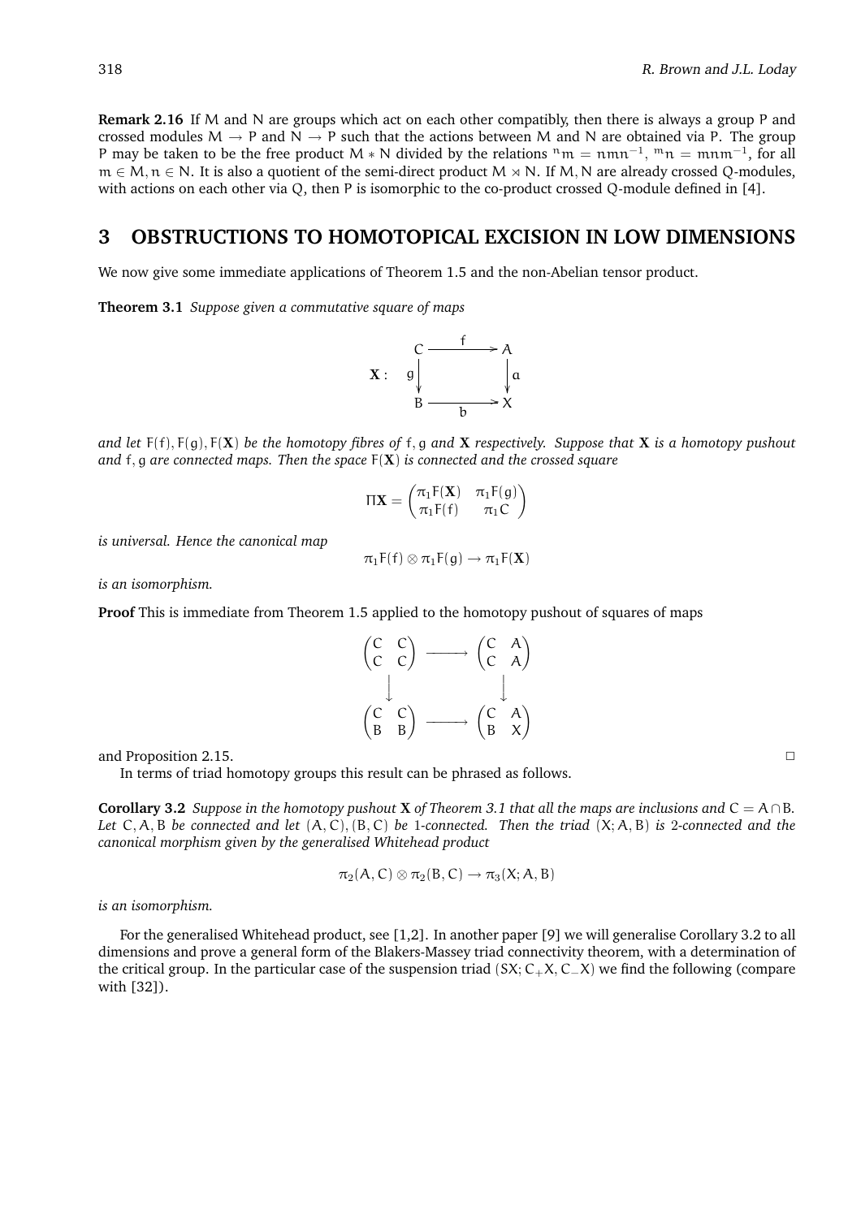**Remark 2.16** If $M$ and $N$ are groups which act on each other compatibly, then there is always a group $P$ and crossed modules $M \to P$ and $N \to P$ such that the actions between $M$ and $N$ are obtained via $P$. The group $P$ may be taken to be the free product $M * N$ divided by the relations ${}^n m = nmn^{-1}$, ${}^m n = mnm^{-1}$, for all $m \in M, n \in N$. It is also a quotient of the semi-direct product $M \rtimes N$. If $M, N$ are already crossed $Q$-modules, with actions on each other via $Q$, then $P$ is isomorphic to the co-product crossed $Q$-module defined in [4].

## 3 OBSTRUCTIONS TO HOMOTOPICAL EXCISION IN LOW DIMENSIONS

We now give some immediate applications of Theorem 1.5 and the non-Abelian tensor product.

**Theorem 3.1** *Suppose given a commutative square of maps*

$$\mathbf{X}: \quad \begin{array}{ccc} C & \xrightarrow{f} & A \\ {\scriptstyle g}\downarrow & & \downarrow{\scriptstyle a} \\ B & \xrightarrow[b]{} & X \end{array}$$

*and let $F(f), F(g), F(\mathbf{X})$ be the homotopy fibres of $f, g$ and $\mathbf{X}$ respectively. Suppose that $\mathbf{X}$ is a homotopy pushout and $f, g$ are connected maps. Then the space $F(\mathbf{X})$ is connected and the crossed square*

$$\Pi\mathbf{X} = \begin{pmatrix} \pi_1 F(\mathbf{X}) & \pi_1 F(g) \\ \pi_1 F(f) & \pi_1 C \end{pmatrix}$$

*is universal. Hence the canonical map*

$$\pi_1 F(f) \otimes \pi_1 F(g) \to \pi_1 F(\mathbf{X})$$

*is an isomorphism.*

**Proof** This is immediate from Theorem 1.5 applied to the homotopy pushout of squares of maps

$$\begin{array}{ccc} \begin{pmatrix} C & C \\ C & C \end{pmatrix} & \longrightarrow & \begin{pmatrix} C & A \\ C & A \end{pmatrix} \\ \downarrow & & \downarrow \\ \begin{pmatrix} C & C \\ B & B \end{pmatrix} & \longrightarrow & \begin{pmatrix} C & A \\ B & X \end{pmatrix} \end{array}$$

and Proposition 2.15. □

In terms of triad homotopy groups this result can be phrased as follows.

**Corollary 3.2** *Suppose in the homotopy pushout $\mathbf{X}$ of Theorem 3.1 that all the maps are inclusions and $C = A \cap B$. Let $C, A, B$ be connected and let $(A, C), (B, C)$ be 1-connected. Then the triad $(X; A, B)$ is 2-connected and the canonical morphism given by the generalised Whitehead product*

$$\pi_2(A, C) \otimes \pi_2(B, C) \to \pi_3(X; A, B)$$

*is an isomorphism.*

For the generalised Whitehead product, see [1,2]. In another paper [9] we will generalise Corollary 3.2 to all dimensions and prove a general form of the Blakers-Massey triad connectivity theorem, with a determination of the critical group. In the particular case of the suspension triad $(SX; C_+X, C_-X)$ we find the following (compare with [32]).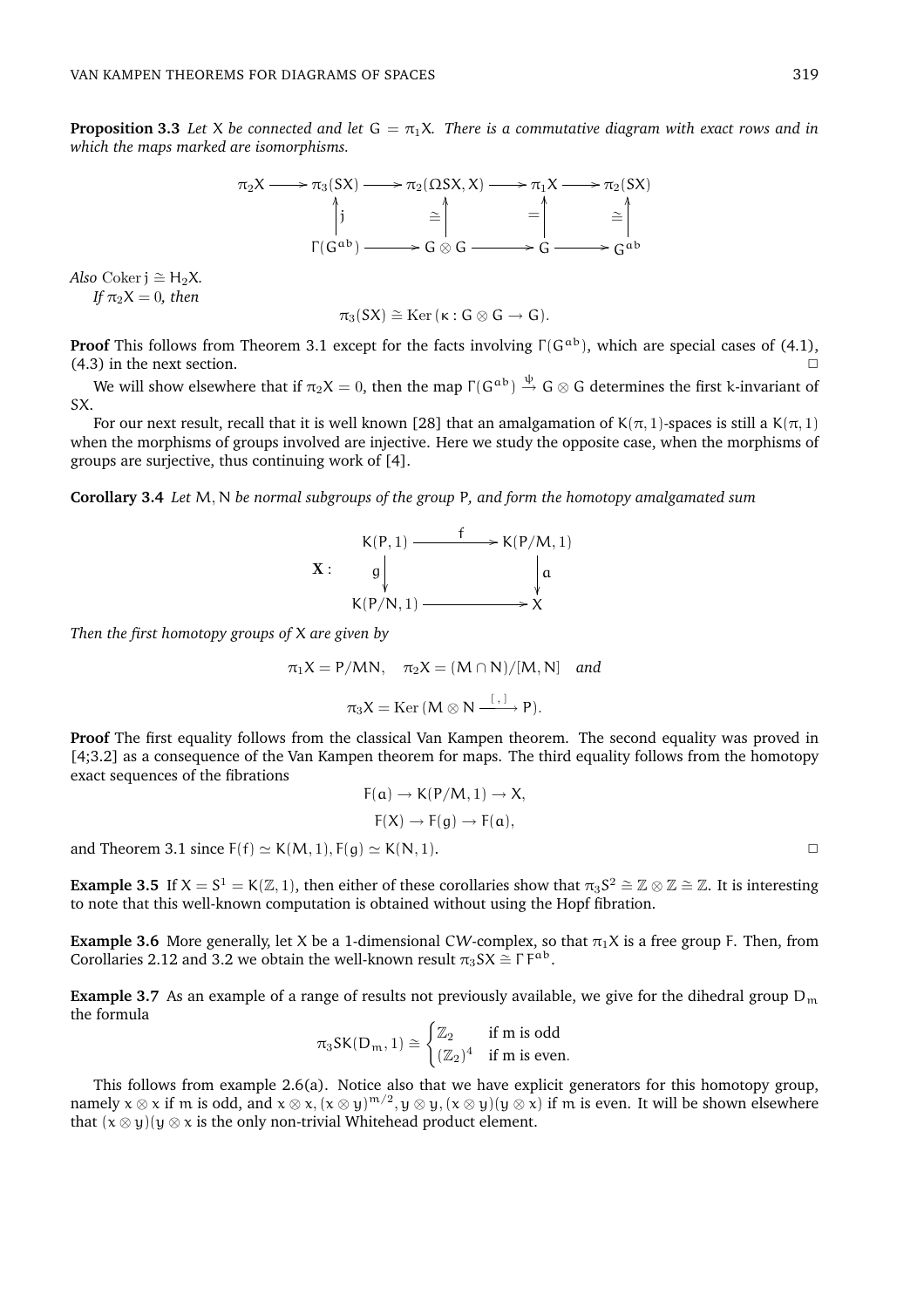**Proposition 3.3** *Let $X$ be connected and let $G = \pi_1 X$. There is a commutative diagram with exact rows and in which the maps marked are isomorphisms.*

$$\begin{array}{ccccccccc}
\pi_2 X & \longrightarrow & \pi_3(SX) & \longrightarrow & \pi_2(\Omega SX, X) & \longrightarrow & \pi_1 X & \longrightarrow & \pi_2(SX) \\
 & & \uparrow j & & \cong \uparrow & & = \uparrow & & \cong \uparrow \\
 & & \Gamma(G^{ab}) & \longrightarrow & G \otimes G & \longrightarrow & G & \longrightarrow & G^{ab}
\end{array}$$

*Also* $\mathrm{Coker}\, j \cong H_2 X$.

*If $\pi_2 X = 0$, then*

$$\pi_3(SX) \cong \mathrm{Ker}\,(\kappa : G \otimes G \to G).$$

**Proof** This follows from Theorem 3.1 except for the facts involving $\Gamma(G^{ab})$, which are special cases of (4.1), (4.3) in the next section. □

We will show elsewhere that if $\pi_2 X = 0$, then the map $\Gamma(G^{ab}) \xrightarrow{\psi} G \otimes G$ determines the first $k$-invariant of $SX$.

For our next result, recall that it is well known [28] that an amalgamation of $K(\pi, 1)$-spaces is still a $K(\pi, 1)$ when the morphisms of groups involved are injective. Here we study the opposite case, when the morphisms of groups are surjective, thus continuing work of [4].

**Corollary 3.4** *Let $M, N$ be normal subgroups of the group $P$, and form the homotopy amalgamated sum*

$$\mathbf{X}: \quad \begin{array}{ccc}
K(P,1) & \xrightarrow{f} & K(P/M,1) \\
g \downarrow & & \downarrow a \\
K(P/N,1) & \longrightarrow & X
\end{array}$$

*Then the first homotopy groups of $X$ are given by*

$$\pi_1 X = P/MN, \quad \pi_2 X = (M \cap N)/[M, N] \quad \textit{and}$$

$$\pi_3 X = \mathrm{Ker}\,(M \otimes N \xrightarrow{[\,,\,]} P).$$

**Proof** The first equality follows from the classical Van Kampen theorem. The second equality was proved in [4;3.2] as a consequence of the Van Kampen theorem for maps. The third equality follows from the homotopy exact sequences of the fibrations

$$F(a) \to K(P/M, 1) \to X,$$

$$F(X) \to F(g) \to F(a),$$

and Theorem 3.1 since $F(f) \simeq K(M, 1), F(g) \simeq K(N, 1)$. □

**Example 3.5** If $X = S^1 = K(\mathbb{Z}, 1)$, then either of these corollaries show that $\pi_3 S^2 \cong \mathbb{Z} \otimes \mathbb{Z} \cong \mathbb{Z}$. It is interesting to note that this well-known computation is obtained without using the Hopf fibration.

**Example 3.6** More generally, let $X$ be a 1-dimensional $CW$-complex, so that $\pi_1 X$ is a free group $F$. Then, from Corollaries 2.12 and 3.2 we obtain the well-known result $\pi_3 SX \cong \Gamma F^{ab}$.

**Example 3.7** As an example of a range of results not previously available, we give for the dihedral group $D_m$ the formula

$$\pi_3 SK(D_m, 1) \cong \begin{cases} \mathbb{Z}_2 & \text{if m is odd} \\ (\mathbb{Z}_2)^4 & \text{if m is even.} \end{cases}$$

This follows from example 2.6(a). Notice also that we have explicit generators for this homotopy group, namely $x \otimes x$ if $m$ is odd, and $x \otimes x, (x \otimes y)^{m/2}, y \otimes y, (x \otimes y)(y \otimes x)$ if $m$ is even. It will be shown elsewhere that $(x \otimes y)(y \otimes x$ is the only non-trivial Whitehead product element.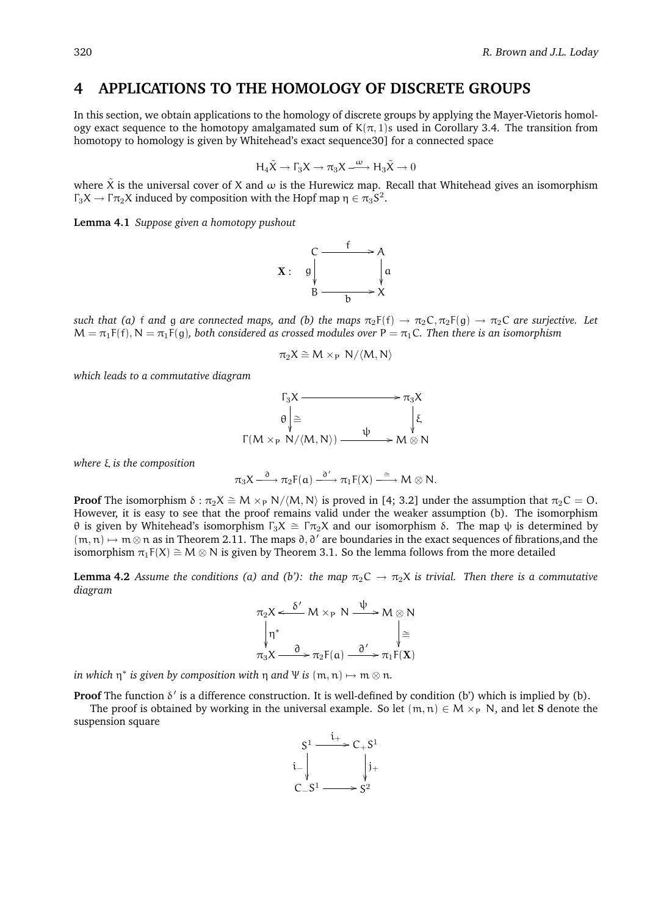## 4 APPLICATIONS TO THE HOMOLOGY OF DISCRETE GROUPS

In this section, we obtain applications to the homology of discrete groups by applying the Mayer-Vietoris homology exact sequence to the homotopy amalgamated sum of $K(\pi,1)$s used in Corollary 3.4. The transition from homotopy to homology is given by Whitehead's exact sequence30] for a connected space

$$H_4\tilde{X} \to \Gamma_3 X \to \pi_3 X \xrightarrow{\omega} H_3\tilde{X} \to 0$$

where $\tilde{X}$ is the universal cover of X and $\omega$ is the Hurewicz map. Recall that Whitehead gives an isomorphism $\Gamma_3 X \to \Gamma\pi_2 X$ induced by composition with the Hopf map $\eta \in \pi_3 S^2$.

**Lemma 4.1** *Suppose given a homotopy pushout*

$$\mathbf{X}: \quad \begin{array}{ccc} C & \xrightarrow{f} & A \\ {\scriptstyle g}\downarrow & & \downarrow{\scriptstyle a} \\ B & \xrightarrow[b]{} & X \end{array}$$

*such that (a) f and g are connected maps, and (b) the maps $\pi_2 F(f) \to \pi_2 C, \pi_2 F(g) \to \pi_2 C$ are surjective. Let $M = \pi_1 F(f), N = \pi_1 F(g)$, both considered as crossed modules over $P = \pi_1 C$. Then there is an isomorphism*

$$\pi_2 X \cong M \times_P N/\langle M, N\rangle$$

*which leads to a commutative diagram*

$$\begin{array}{ccc} \Gamma_3 X & \longrightarrow & \pi_3 X \\ {\scriptstyle \theta}\downarrow{\scriptstyle \cong} & & \downarrow{\scriptstyle \xi} \\ \Gamma(M \times_P N/\langle M, N\rangle) & \xrightarrow{\psi} & M \otimes N \end{array}$$

*where $\xi$ is the composition*

$$\pi_3 X \xrightarrow{\partial} \pi_2 F(a) \xrightarrow{\partial'} \pi_1 F(X) \xrightarrow{\cong} M \otimes N.$$

**Proof** The isomorphism $\delta : \pi_2 X \cong M \times_P N/\langle M, N\rangle$ is proved in [4; 3.2] under the assumption that $\pi_2 C = O$. However, it is easy to see that the proof remains valid under the weaker assumption (b). The isomorphism $\theta$ is given by Whitehead's isomorphism $\Gamma_3 X \cong \Gamma\pi_2 X$ and our isomorphism $\delta$. The map $\psi$ is determined by $(m, n) \mapsto m \otimes n$ as in Theorem 2.11. The maps $\partial, \partial'$ are boundaries in the exact sequences of fibrations,and the isomorphism $\pi_1 F(X) \cong M \otimes N$ is given by Theorem 3.1. So the lemma follows from the more detailed

**Lemma 4.2** *Assume the conditions (a) and (b'): the map $\pi_2 C \to \pi_2 X$ is trivial. Then there is a commutative diagram*

$$\begin{array}{ccccc} \pi_2 X & \xleftarrow{\delta'} & M \times_P N & \xrightarrow{\psi} & M \otimes N \\ \downarrow{\scriptstyle \eta^*} & & & & \downarrow{\scriptstyle \cong} \\ \pi_3 X & \xrightarrow{\partial} & \pi_2 F(a) & \xrightarrow{\partial'} & \pi_1 F(\mathbf{X}) \end{array}$$

*in which $\eta^*$ is given by composition with $\eta$ and $\Psi$ is $(m, n) \mapsto m \otimes n$.*

**Proof** The function $\delta'$ is a difference construction. It is well-defined by condition (b') which is implied by (b).

The proof is obtained by working in the universal example. So let $(m, n) \in M \times_P N$, and let **S** denote the suspension square

$$\begin{array}{ccc} S^1 & \xrightarrow{i_+} & C_+S^1 \\ {\scriptstyle i_-}\downarrow & & \downarrow{\scriptstyle j_+} \\ C_-S^1 & \longrightarrow & S^2 \end{array}$$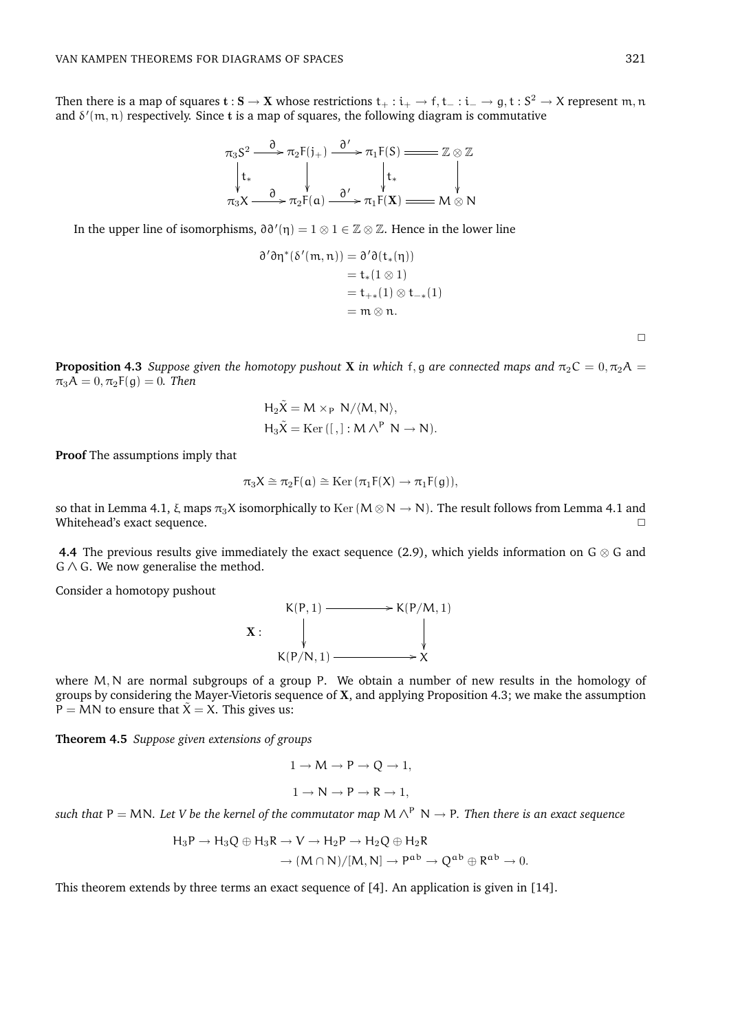Then there is a map of squares $\mathbf{t} : \mathbf{S} \to \mathbf{X}$ whose restrictions $t_+ : i_+ \to f, t_- : i_- \to g, t : S^2 \to X$ represent $m, n$ and $\delta'(m, n)$ respectively. Since $\mathbf{t}$ is a map of squares, the following diagram is commutative

$$\begin{array}{ccccccc} \pi_3 S^2 & \xrightarrow{\partial} & \pi_2 F(j_+) & \xrightarrow{\partial'} & \pi_1 F(S) & = & \mathbb{Z} \otimes \mathbb{Z} \\ \downarrow{t_*} & & \downarrow & & \downarrow{t_*} & & \downarrow \\ \pi_3 X & \xrightarrow{\partial} & \pi_2 F(a) & \xrightarrow{\partial'} & \pi_1 F(\mathbf{X}) & = & M \otimes N \end{array}$$

In the upper line of isomorphisms, $\partial\partial'(\eta) = 1 \otimes 1 \in \mathbb{Z} \otimes \mathbb{Z}$. Hence in the lower line

$$\begin{aligned} \partial'\partial\eta^*(\delta'(m, n)) &= \partial'\partial(t_*(\eta)) \\ &= t_*(1 \otimes 1) \\ &= t_{+*}(1) \otimes t_{-*}(1) \\ &= m \otimes n. \end{aligned}$$

□

**Proposition 4.3** *Suppose given the homotopy pushout* $\mathbf{X}$ *in which* $f, g$ *are connected maps and* $\pi_2 C = 0, \pi_2 A = \pi_3 A = 0, \pi_2 F(g) = 0$*. Then*

$$\begin{aligned} H_2 \tilde{X} &= M \times_P N / \langle M, N \rangle, \\ H_3 \tilde{X} &= \mathrm{Ker}\,([\,,] : M \wedge^P N \to N). \end{aligned}$$

**Proof** The assumptions imply that

$$\pi_3 X \cong \pi_2 F(a) \cong \mathrm{Ker}\,(\pi_1 F(X) \to \pi_1 F(g)),$$

so that in Lemma 4.1, $\xi$ maps $\pi_3 X$ isomorphically to $\mathrm{Ker}\,(M \otimes N \to N)$. The result follows from Lemma 4.1 and Whitehead's exact sequence. □

**4.4** The previous results give immediately the exact sequence (2.9), which yields information on $G \otimes G$ and $G \wedge G$. We now generalise the method.

Consider a homotopy pushout

$$\mathbf{X} : \quad \begin{array}{ccc} K(P, 1) & \longrightarrow & K(P/M, 1) \\ \downarrow & & \downarrow \\ K(P/N, 1) & \longrightarrow & X \end{array}$$

where $M, N$ are normal subgroups of a group $P$. We obtain a number of new results in the homology of groups by considering the Mayer-Vietoris sequence of $\mathbf{X}$, and applying Proposition 4.3; we make the assumption $P = MN$ to ensure that $\tilde{X} = X$. This gives us:

**Theorem 4.5** *Suppose given extensions of groups*

$$1 \to M \to P \to Q \to 1,$$

$$1 \to N \to P \to R \to 1,$$

*such that* $P = MN$*. Let* $V$ *be the kernel of the commutator map* $M \wedge^P N \to P$*. Then there is an exact sequence*

$$\begin{aligned} H_3 P \to H_3 Q \oplus H_3 R \to V \to H_2 P \to H_2 Q \oplus H_2 R \\ \to (M \cap N)/[M, N] \to P^{ab} \to Q^{ab} \oplus R^{ab} \to 0. \end{aligned}$$

This theorem extends by three terms an exact sequence of [4]. An application is given in [14].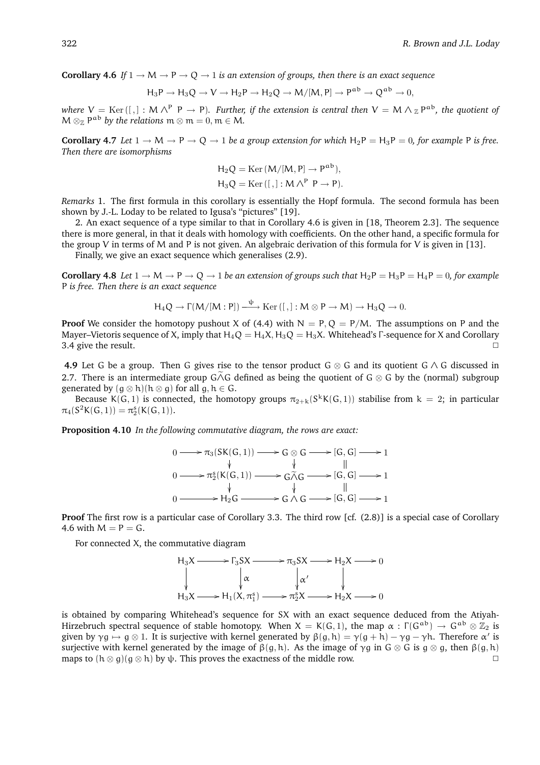**Corollary 4.6** *If $1 \to M \to P \to Q \to 1$ is an extension of groups, then there is an exact sequence*

$$H_3P \to H_3Q \to V \to H_2P \to H_2Q \to M/[M,P] \to P^{ab} \to Q^{ab} \to 0,$$

*where $V = \mathrm{Ker}\,([\,,\,] : M \wedge^P P \to P)$. Further, if the extension is central then $V = M \wedge_{\mathbb{Z}} P^{ab}$, the quotient of $M \otimes_{\mathbb{Z}} P^{ab}$ by the relations $m \otimes m = 0$, $m \in M$.*

**Corollary 4.7** *Let $1 \to M \to P \to Q \to 1$ be a group extension for which $H_2P = H_3P = 0$, for example $P$ is free. Then there are isomorphisms*

$$H_2Q = \mathrm{Ker}\,(M/[M,P] \to P^{ab}),$$
$$H_3Q = \mathrm{Ker}\,([\,,\,] : M \wedge^P P \to P).$$

*Remarks* 1. The first formula in this corollary is essentially the Hopf formula. The second formula has been shown by J.-L. Loday to be related to Igusa's "pictures" [19].

2. An exact sequence of a type similar to that in Corollary 4.6 is given in [18, Theorem 2.3]. The sequence there is more general, in that it deals with homology with coefficients. On the other hand, a specific formula for the group $V$ in terms of $M$ and $P$ is not given. An algebraic derivation of this formula for $V$ is given in [13].

Finally, we give an exact sequence which generalises (2.9).

**Corollary 4.8** *Let $1 \to M \to P \to Q \to 1$ be an extension of groups such that $H_2P = H_3P = H_4P = 0$, for example $P$ is free. Then there is an exact sequence*

$$H_4Q \to \Gamma(M/[M:P]) \xrightarrow{\psi} \mathrm{Ker}\,([\,,\,] : M \otimes P \to M) \to H_3Q \to 0.$$

**Proof** We consider the homotopy pushout $X$ of (4.4) with $N = P, Q = P/M$. The assumptions on $P$ and the Mayer–Vietoris sequence of $X$, imply that $H_4Q = H_4X, H_3Q = H_3X$. Whitehead's $\Gamma$-sequence for $X$ and Corollary 3.4 give the result. $\square$

**4.9** Let $G$ be a group. Then $G$ gives rise to the tensor product $G \otimes G$ and its quotient $G \wedge G$ discussed in 2.7. There is an intermediate group $G \widetilde{\wedge} G$ defined as being the quotient of $G \otimes G$ by the (normal) subgroup generated by $(g \otimes h)(h \otimes g)$ for all $g, h \in G$.

Because $K(G,1)$ is connected, the homotopy groups $\pi_{2+k}(S^kK(G,1))$ stabilise from $k = 2$; in particular $\pi_4(S^2K(G,1)) = \pi_2^s(K(G,1))$.

**Proposition 4.10** *In the following commutative diagram, the rows are exact:*

$$\begin{array}{ccccccccc}
0 & \longrightarrow & \pi_3(SK(G,1)) & \longrightarrow & G \otimes G & \longrightarrow & [G,G] & \longrightarrow & 1 \\
 & & \downarrow & & \downarrow & & \| & & \\
0 & \longrightarrow & \pi_2^s(K(G,1)) & \longrightarrow & G \widetilde{\wedge} G & \longrightarrow & [G,G] & \longrightarrow & 1 \\
 & & \downarrow & & \downarrow & & \| & & \\
0 & \longrightarrow & H_2G & \longrightarrow & G \wedge G & \longrightarrow & [G,G] & \longrightarrow & 1
\end{array}$$

**Proof** The first row is a particular case of Corollary 3.3. The third row [cf. (2.8)] is a special case of Corollary 4.6 with $M = P = G$.

For connected $X$, the commutative diagram

$$\begin{array}{ccccccccc}
H_3X & \longrightarrow & \Gamma_3SX & \longrightarrow & \pi_3SX & \longrightarrow & H_2X & \longrightarrow & 0 \\
\downarrow & & \downarrow \alpha & & \downarrow \alpha' & & \downarrow & & \\
H_3X & \longrightarrow & H_1(X, \pi_1^s) & \longrightarrow & \pi_2^sX & \longrightarrow & H_2X & \longrightarrow & 0
\end{array}$$

is obtained by comparing Whitehead's sequence for $SX$ with an exact sequence deduced from the Atiyah-Hirzebruch spectral sequence of stable homotopy. When $X = K(G,1)$, the map $\alpha : \Gamma(G^{ab}) \to G^{ab} \otimes \mathbb{Z}_2$ is given by $\gamma g \mapsto g \otimes 1$. It is surjective with kernel generated by $\beta(g,h) = \gamma(g+h) - \gamma g - \gamma h$. Therefore $\alpha'$ is surjective with kernel generated by the image of $\beta(g,h)$. As the image of $\gamma g$ in $G \otimes G$ is $g \otimes g$, then $\beta(g,h)$ maps to $(h \otimes g)(g \otimes h)$ by $\psi$. This proves the exactness of the middle row. $\square$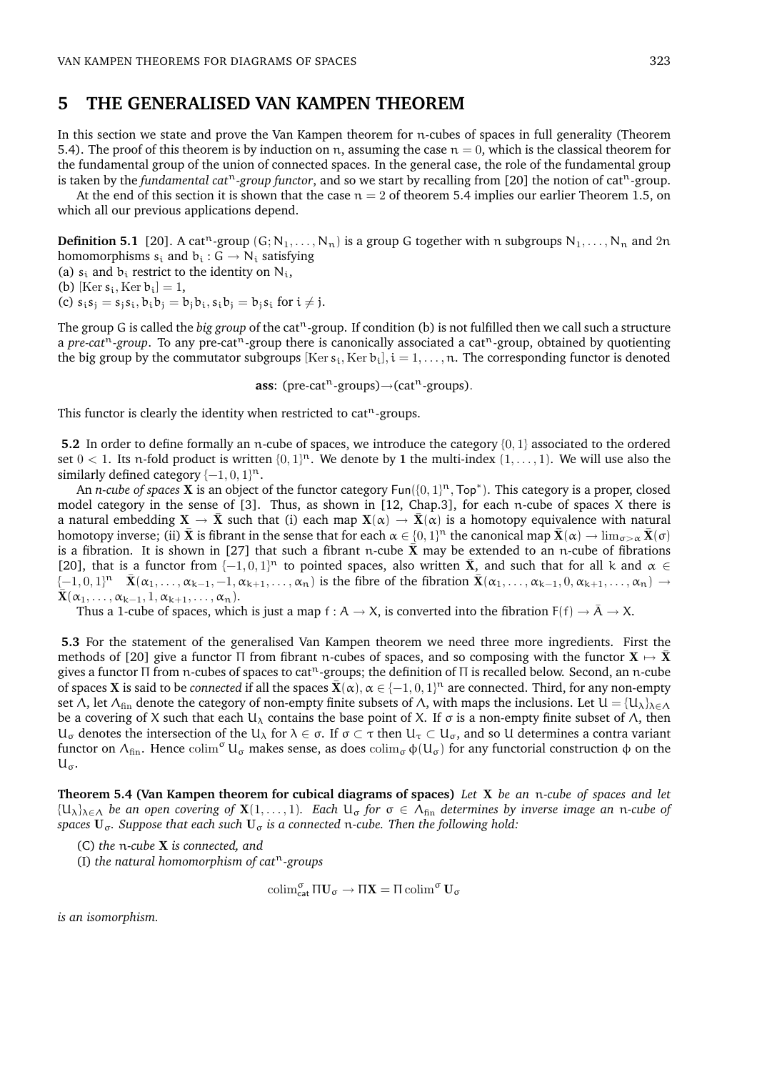## 5 THE GENERALISED VAN KAMPEN THEOREM

In this section we state and prove the Van Kampen theorem for $n$-cubes of spaces in full generality (Theorem 5.4). The proof of this theorem is by induction on $n$, assuming the case $n = 0$, which is the classical theorem for the fundamental group of the union of connected spaces. In the general case, the role of the fundamental group is taken by the *fundamental cat$^n$-group functor*, and so we start by recalling from [20] the notion of cat$^n$-group.

At the end of this section it is shown that the case $n = 2$ of theorem 5.4 implies our earlier Theorem 1.5, on which all our previous applications depend.

**Definition 5.1** [20]. A cat$^n$-group $(G; N_1, \ldots, N_n)$ is a group $G$ together with $n$ subgroups $N_1, \ldots, N_n$ and $2n$ homomorphisms $s_i$ and $b_i : G \to N_i$ satisfying
(a) $s_i$ and $b_i$ restrict to the identity on $N_i$,
(b) $[\operatorname{Ker} s_i, \operatorname{Ker} b_i] = 1$,
(c) $s_i s_j = s_j s_i, b_i b_j = b_j b_i, s_i b_j = b_j s_i$ for $i \neq j$.

The group $G$ is called the *big group* of the cat$^n$-group. If condition (b) is not fulfilled then we call such a structure a *pre-cat$^n$-group*. To any pre-cat$^n$-group there is canonically associated a cat$^n$-group, obtained by quotienting the big group by the commutator subgroups $[\operatorname{Ker} s_i, \operatorname{Ker} b_i], i = 1, \ldots, n$. The corresponding functor is denoted

$$\textbf{ass}\colon (\text{pre-cat}^n\text{-groups}) \to (\text{cat}^n\text{-groups}).$$

This functor is clearly the identity when restricted to cat$^n$-groups.

**5.2** In order to define formally an $n$-cube of spaces, we introduce the category $\{0, 1\}$ associated to the ordered set $0 < 1$. Its $n$-fold product is written $\{0, 1\}^n$. We denote by $\mathbf{1}$ the multi-index $(1, \ldots, 1)$. We will use also the similarly defined category $\{-1, 0, 1\}^n$.

An *n-cube of spaces* $\mathbf{X}$ is an object of the functor category $\mathsf{Fun}(\{0, 1\}^n, \mathsf{Top}^*)$. This category is a proper, closed model category in the sense of [3]. Thus, as shown in [12, Chap.3], for each $n$-cube of spaces $X$ there is a natural embedding $\mathbf{X} \to \bar{\mathbf{X}}$ such that (i) each map $\mathbf{X}(\alpha) \to \bar{\mathbf{X}}(\alpha)$ is a homotopy equivalence with natural homotopy inverse; (ii) $\bar{\mathbf{X}}$ is fibrant in the sense that for each $\alpha \in \{0, 1\}^n$ the canonical map $\bar{\mathbf{X}}(\alpha) \to \lim_{\sigma > \alpha} \bar{\mathbf{X}}(\sigma)$ is a fibration. It is shown in [27] that such a fibrant $n$-cube $\bar{\mathbf{X}}$ may be extended to an $n$-cube of fibrations [20], that is a functor from $\{-1, 0, 1\}^n$ to pointed spaces, also written $\bar{\mathbf{X}}$, and such that for all $k$ and $\alpha \in \{-1, 0, 1\}^n$ $\bar{\mathbf{X}}(\alpha_1, \ldots, \alpha_{k-1}, -1, \alpha_{k+1}, \ldots, \alpha_n)$ is the fibre of the fibration $\bar{\mathbf{X}}(\alpha_1, \ldots, \alpha_{k-1}, 0, \alpha_{k+1}, \ldots, \alpha_n) \to \bar{\mathbf{X}}(\alpha_1, \ldots, \alpha_{k-1}, 1, \alpha_{k+1}, \ldots, \alpha_n)$.

Thus a 1-cube of spaces, which is just a map $f : A \to X$, is converted into the fibration $F(f) \to \bar{A} \to X$.

**5.3** For the statement of the generalised Van Kampen theorem we need three more ingredients. First the methods of [20] give a functor $\Pi$ from fibrant $n$-cubes of spaces, and so composing with the functor $\mathbf{X} \mapsto \bar{\mathbf{X}}$ gives a functor $\Pi$ from $n$-cubes of spaces to cat$^n$-groups; the definition of $\Pi$ is recalled below. Second, an $n$-cube of spaces $\mathbf{X}$ is said to be *connected* if all the spaces $\bar{\mathbf{X}}(\alpha), \alpha \in \{-1, 0, 1\}^n$ are connected. Third, for any non-empty set $\Lambda$, let $\Lambda_{\text{fin}}$ denote the category of non-empty finite subsets of $\Lambda$, with maps the inclusions. Let $U = \{U_\lambda\}_{\lambda \in \Lambda}$ be a covering of $X$ such that each $U_\lambda$ contains the base point of $X$. If $\sigma$ is a non-empty finite subset of $\Lambda$, then $U_\sigma$ denotes the intersection of the $U_\lambda$ for $\lambda \in \sigma$. If $\sigma \subset \tau$ then $U_\tau \subset U_\sigma$, and so $U$ determines a contra variant functor on $\Lambda_{\text{fin}}$. Hence $\operatorname{colim}^\sigma U_\sigma$ makes sense, as does $\operatorname{colim}_\sigma \phi(U_\sigma)$ for any functorial construction $\phi$ on the $U_\sigma$.

**Theorem 5.4 (Van Kampen theorem for cubical diagrams of spaces)** *Let $\mathbf{X}$ be an $n$-cube of spaces and let $\{U_\lambda\}_{\lambda \in \Lambda}$ be an open covering of $\mathbf{X}(1, \ldots, 1)$. Each $U_\sigma$ for $\sigma \in \Lambda_{\text{fin}}$ determines by inverse image an $n$-cube of spaces $\mathbf{U}_\sigma$. Suppose that each such $\mathbf{U}_\sigma$ is a connected $n$-cube. Then the following hold:*

(C) *the $n$-cube $\mathbf{X}$ is connected, and*

(I) *the natural homomorphism of cat$^n$-groups*

$$\operatorname{colim}^\sigma_{\mathsf{cat}} \Pi \mathbf{U}_\sigma \to \Pi \mathbf{X} = \Pi \operatorname{colim}^\sigma \mathbf{U}_\sigma$$

*is an isomorphism.*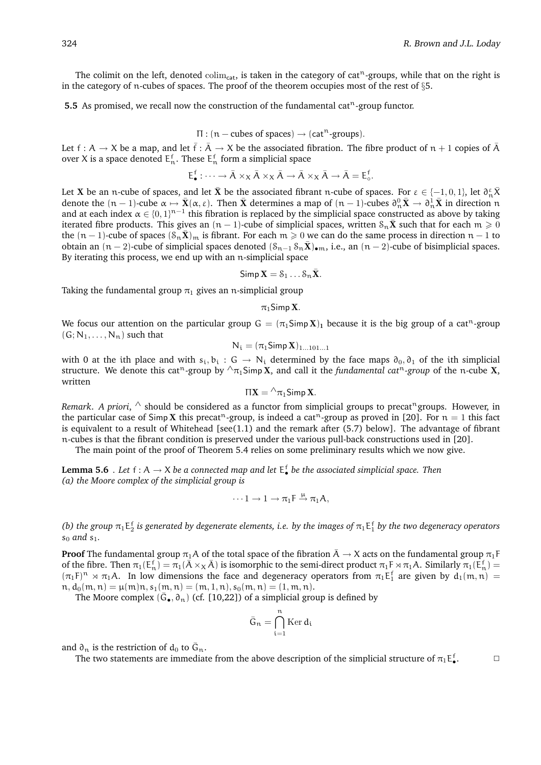The colimit on the left, denoted $\mathrm{colim}_{\mathrm{cat}}$, is taken in the category of $\mathrm{cat}^n$-groups, while that on the right is in the category of $n$-cubes of spaces. The proof of the theorem occupies most of the rest of §5.

**5.5** As promised, we recall now the construction of the fundamental $\mathrm{cat}^n$-group functor.

$$\Pi : (n-\text{cubes of spaces}) \to (\mathsf{cat}^n\text{-groups}).$$

Let $f : A \to X$ be a map, and let $\bar{f} : \bar{A} \to X$ be the associated fibration. The fibre product of $n+1$ copies of $\bar{A}$ over $X$ is a space denoted $E^f_n$. These $E^f_n$ form a simplicial space

$$E^f_\bullet : \cdots \to \bar{A} \times_X \bar{A} \times_X \bar{A} \to \bar{A} \times_X \bar{A} \to \bar{A} = E^f_\circ.$$

Let $\mathbf{X}$ be an $n$-cube of spaces, and let $\bar{\mathbf{X}}$ be the associated fibrant $n$-cube of spaces. For $\varepsilon \in \{-1, 0, 1\}$, let $\partial^\varepsilon_n \bar{X}$ denote the $(n-1)$-cube $\alpha \mapsto \bar{\mathbf{X}}(\alpha, \varepsilon)$. Then $\bar{\mathbf{X}}$ determines a map of $(n-1)$-cubes $\partial^0_n \bar{\mathbf{X}} \to \partial^1_n \bar{\mathbf{X}}$ in direction $n$ and at each index $\alpha \in \{0,1\}^{n-1}$ this fibration is replaced by the simplicial space constructed as above by taking iterated fibre products. This gives an $(n-1)$-cube of simplicial spaces, written $\mathcal{S}_n \bar{\mathbf{X}}$ such that for each $m \geqslant 0$ the $(n-1)$-cube of spaces $(\mathcal{S}_n \bar{\mathbf{X}})_m$ is fibrant. For each $m \geqslant 0$ we can do the same process in direction $n-1$ to obtain an $(n-2)$-cube of simplicial spaces denoted $(\mathcal{S}_{n-1} \mathcal{S}_n \bar{\mathbf{X}})_{\bullet m}$, i.e., an $(n-2)$-cube of bisimplicial spaces. By iterating this process, we end up with an $n$-simplicial space

$$\mathsf{Simp}\,\mathbf{X} = \mathcal{S}_1 \ldots \mathcal{S}_n \bar{\mathbf{X}}.$$

Taking the fundamental group $\pi_1$ gives an $n$-simplicial group

$$\pi_1 \mathsf{Simp}\,\mathbf{X}.$$

We focus our attention on the particular group $G = (\pi_1 \mathsf{Simp}\,\mathbf{X})_{\mathbf{1}}$ because it is the big group of a $\mathrm{cat}^n$-group $(G; N_1, \ldots, N_n)$ such that

$$N_i = (\pi_1 \mathsf{Simp}\,\mathbf{X})_{1\ldots101\ldots1}$$

with 0 at the $i$th place and with $s_i, b_i : G \to N_i$ determined by the face maps $\partial_0, \partial_1$ of the $i$th simplicial structure. We denote this $\mathrm{cat}^n$-group by ${}^\wedge\pi_1 \mathsf{Simp}\,\mathbf{X}$, and call it the *fundamental cat$^n$-group* of the $n$-cube $\mathbf{X}$, written

$$\Pi\mathbf{X} = {}^\wedge\pi_1 \mathsf{Simp}\,\mathbf{X}.$$

*Remark*. *A priori*, $^\wedge$ should be considered as a functor from simplicial groups to $\mathrm{precat}^n$groups. However, in the particular case of $\mathsf{Simp}\,\mathbf{X}$ this $\mathrm{precat}^n$-group, is indeed a $\mathrm{cat}^n$-group as proved in [20]. For $n = 1$ this fact is equivalent to a result of Whitehead [see(1.1) and the remark after (5.7) below]. The advantage of fibrant $n$-cubes is that the fibrant condition is preserved under the various pull-back constructions used in [20].

The main point of the proof of Theorem 5.4 relies on some preliminary results which we now give.

**Lemma 5.6** . *Let $f : A \to X$ be a connected map and let $E^f_\bullet$ be the associated simplicial space. Then*
*(a) the Moore complex of the simplicial group is*

$$\cdots 1 \to 1 \to \pi_1 F \xrightarrow{\mu} \pi_1 A,$$

*(b) the group $\pi_1 E^f_2$ is generated by degenerate elements, i.e. by the images of $\pi_1 E^f_1$ by the two degeneracy operators $s_0$ and $s_1$.*

**Proof** The fundamental group $\pi_1 A$ of the total space of the fibration $\bar{A} \to X$ acts on the fundamental group $\pi_1 F$ of the fibre. Then $\pi_1(E^f_n) = \pi_1(\bar{A} \times_X \bar{A})$ is isomorphic to the semi-direct product $\pi_1 F \rtimes \pi_1 A$. Similarly $\pi_1(E^f_n) = (\pi_1 F)^n \rtimes \pi_1 A$. In low dimensions the face and degeneracy operators from $\pi_1 E^f_1$ are given by $d_1(m, n) = n, d_0(m, n) = \mu(m)n, s_1(m, n) = (m, 1, n), s_0(m, n) = (1, m, n)$.

The Moore complex $(\bar{G}_\bullet, \partial_n)$ (cf. [10,22]) of a simplicial group is defined by

$$\bar{G}_n = \bigcap_{i=1}^{n} \operatorname{Ker} d_i$$

and $\partial_n$ is the restriction of $d_0$ to $\bar{G}_n$.

The two statements are immediate from the above description of the simplicial structure of $\pi_1 E^f_\bullet$. □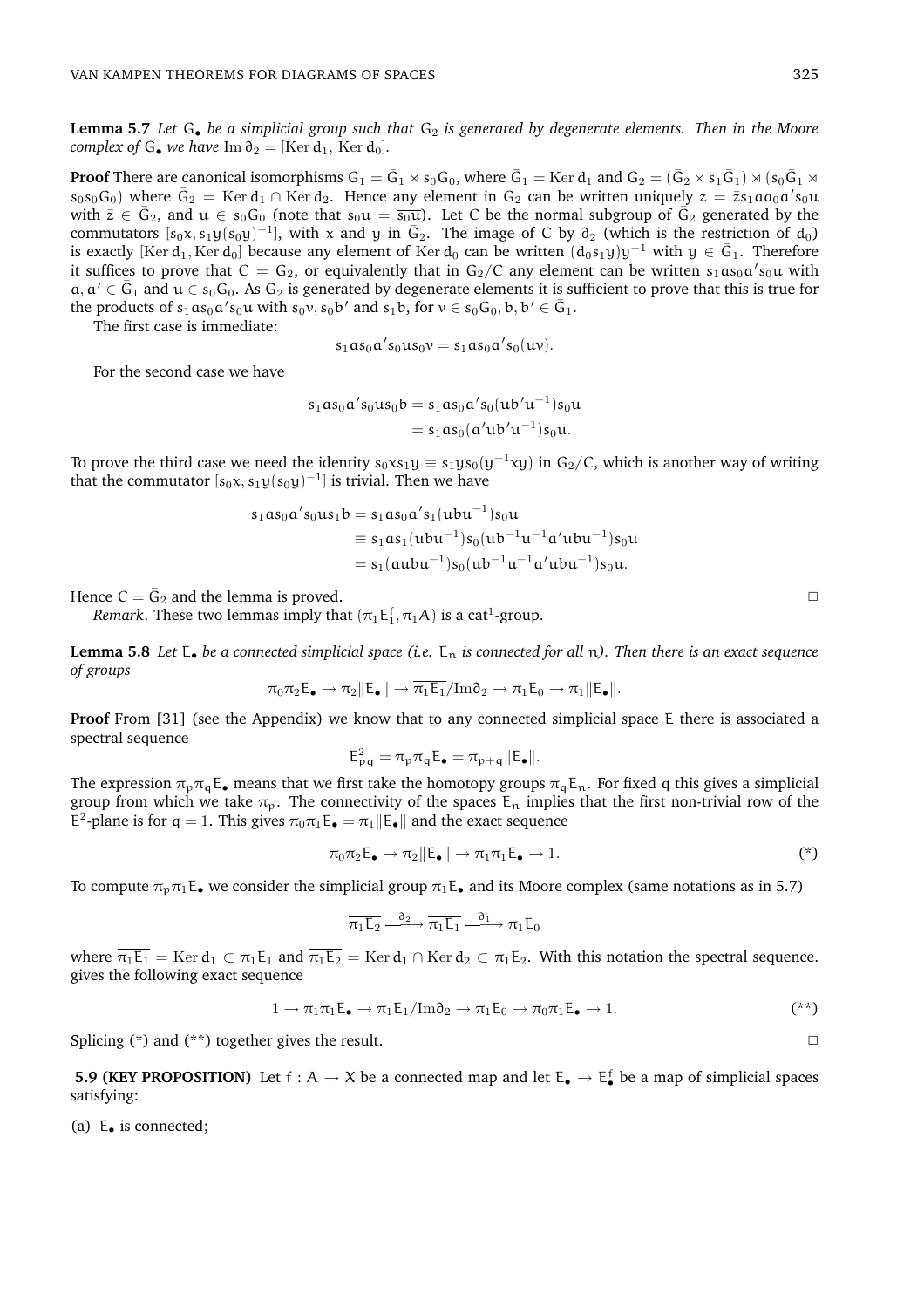**Lemma 5.7** *Let $G_\bullet$ be a simplicial group such that $G_2$ is generated by degenerate elements. Then in the Moore complex of $G_\bullet$ we have $\operatorname{Im}\partial_2 = [\operatorname{Ker} d_1, \operatorname{Ker} d_0]$.*

**Proof** There are canonical isomorphisms $G_1 = \bar{G}_1 \rtimes s_0G_0$, where $\bar{G}_1 = \operatorname{Ker} d_1$ and $G_2 = (\bar{G}_2 \rtimes s_1\bar{G}_1) \rtimes (s_0\bar{G}_1 \rtimes s_0s_0G_0)$ where $\bar{G}_2 = \operatorname{Ker} d_1 \cap \operatorname{Ker} d_2$. Hence any element in $G_2$ can be written uniquely $z = \bar{z}s_1 a a_0 a' s_0 u$ with $\bar{z} \in \bar{G}_2$, and $u \in s_0G_0$ (note that $s_0u = \overline{s_0u}$). Let $C$ be the normal subgroup of $\bar{G}_2$ generated by the commutators $[s_0x, s_1y(s_0y)^{-1}]$, with $x$ and $y$ in $\bar{G}_2$. The image of $C$ by $\partial_2$ (which is the restriction of $d_0$) is exactly $[\operatorname{Ker} d_1, \operatorname{Ker} d_0]$ because any element of $\operatorname{Ker} d_0$ can be written $(d_0s_1y)y^{-1}$ with $y \in \bar{G}_1$. Therefore it suffices to prove that $C = \bar{G}_2$, or equivalently that in $G_2/C$ any element can be written $s_1as_0a's_0u$ with $a, a' \in \bar{G}_1$ and $u \in s_0G_0$. As $G_2$ is generated by degenerate elements it is sufficient to prove that this is true for the products of $s_1as_0a's_0u$ with $s_0v, s_0b'$ and $s_1b$, for $v \in s_0G_0, b, b' \in \bar{G}_1$.

The first case is immediate:

$$s_1as_0a's_0us_0v = s_1as_0a's_0(uv).$$

For the second case we have

$$\begin{aligned} s_1as_0a's_0us_0b &= s_1as_0a's_0(ub'u^{-1})s_0u \\ &= s_1as_0(a'ub'u^{-1})s_0u. \end{aligned}$$

To prove the third case we need the identity $s_0xs_1y \equiv s_1ys_0(y^{-1}xy)$ in $G_2/C$, which is another way of writing that the commutator $[s_0x, s_1y(s_0y)^{-1}]$ is trivial. Then we have

$$\begin{aligned} s_1as_0a's_0us_1b &= s_1as_0a's_1(ubu^{-1})s_0u \\ &\equiv s_1as_1(ubu^{-1})s_0(ub^{-1}u^{-1}a'ubu^{-1})s_0u \\ &= s_1(aubu^{-1})s_0(ub^{-1}u^{-1}a'ubu^{-1})s_0u. \end{aligned}$$

Hence $C = \bar{G}_2$ and the lemma is proved. □

*Remark*. These two lemmas imply that $(\pi_1 E_1^f, \pi_1 A)$ is a cat$^1$-group.

**Lemma 5.8** *Let $E_\bullet$ be a connected simplicial space (i.e. $E_n$ is connected for all $n$). Then there is an exact sequence of groups*

$$\pi_0\pi_2E_\bullet \to \pi_2\|E_\bullet\| \to \overline{\pi_1E_1}/\operatorname{Im}\partial_2 \to \pi_1E_0 \to \pi_1\|E_\bullet\|.$$

**Proof** From [31] (see the Appendix) we know that to any connected simplicial space $E$ there is associated a spectral sequence

$$E^2_{pq} = \pi_p\pi_qE_\bullet = \pi_{p+q}\|E_\bullet\|.$$

The expression $\pi_p\pi_qE_\bullet$ means that we first take the homotopy groups $\pi_qE_n$. For fixed $q$ this gives a simplicial group from which we take $\pi_p$. The connectivity of the spaces $E_n$ implies that the first non-trivial row of the $E^2$-plane is for $q = 1$. This gives $\pi_0\pi_1E_\bullet = \pi_1\|E_\bullet\|$ and the exact sequence

$$\pi_0\pi_2E_\bullet \to \pi_2\|E_\bullet\| \to \pi_1\pi_1E_\bullet \to 1. \qquad (*)$$

To compute $\pi_p\pi_1E_\bullet$ we consider the simplicial group $\pi_1E_\bullet$ and its Moore complex (same notations as in 5.7)

$$\overline{\pi_1E_2} \xrightarrow{\partial_2} \overline{\pi_1E_1} \xrightarrow{\partial_1} \pi_1E_0$$

where $\overline{\pi_1E_1} = \operatorname{Ker} d_1 \subset \pi_1E_1$ and $\overline{\pi_1E_2} = \operatorname{Ker} d_1 \cap \operatorname{Ker} d_2 \subset \pi_1E_2$. With this notation the spectral sequence. gives the following exact sequence

$$1 \to \pi_1\pi_1E_\bullet \to \pi_1E_1/\operatorname{Im}\partial_2 \to \pi_1E_0 \to \pi_0\pi_1E_\bullet \to 1. \qquad (**)$$

Splicing (*) and (**) together gives the result. □

**5.9 (KEY PROPOSITION)** Let $f : A \to X$ be a connected map and let $E_\bullet \to E^f_\bullet$ be a map of simplicial spaces satisfying:

(a) $E_\bullet$ is connected;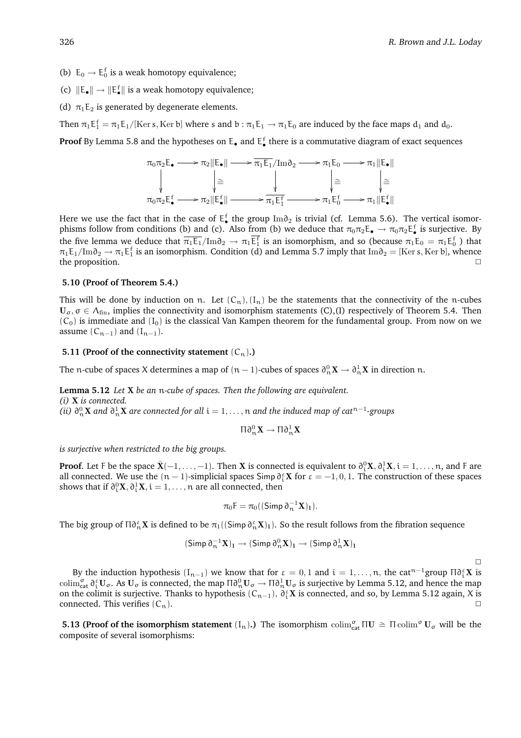(b) $E_0 \to E_0^f$ is a weak homotopy equivalence;

(c) $\|E_\bullet\| \to \|E_\bullet^f\|$ is a weak homotopy equivalence;

(d) $\pi_1 E_2$ is generated by degenerate elements.

Then $\pi_1 E_1^f = \pi_1 E_1/[\mathrm{Ker}\, s, \mathrm{Ker}\, b]$ where $s$ and $b : \pi_1 E_1 \to \pi_1 E_0$ are induced by the face maps $d_1$ and $d_0$.

**Proof** By Lemma 5.8 and the hypotheses on $E_\bullet$ and $E_\bullet^f$ there is a commutative diagram of exact sequences

$$\begin{array}{ccccccccc}
\pi_0\pi_2 E_\bullet & \longrightarrow & \pi_2\|E_\bullet\| & \longrightarrow & \overline{\pi_1 E_1}/\mathrm{Im}\partial_2 & \longrightarrow & \pi_1 E_0 & \longrightarrow & \pi_1\|E_\bullet\| \\
\downarrow & & \downarrow\cong & & \downarrow & & \downarrow\cong & & \downarrow\cong \\
\pi_0\pi_2 E_\bullet^f & \longrightarrow & \pi_2\|E_\bullet^f\| & \longrightarrow & \overline{\pi_1 E_1^f} & \longrightarrow & \pi_1 E_0^f & \longrightarrow & \pi_1\|E_\bullet^f\|
\end{array}$$

Here we use the fact that in the case of $E_\bullet^f$ the group $\mathrm{Im}\partial_2$ is trivial (cf. Lemma 5.6). The vertical isomorphisms follow from conditions (b) and (c). Also from (b) we deduce that $\pi_0\pi_2 E_\bullet \to \pi_0\pi_2 E_\bullet^f$ is surjective. By the five lemma we deduce that $\overline{\pi_1 E_1}/\mathrm{Im}\partial_2 \to \pi_1 \overline{E_1^f}$ is an isomorphism, and so (because $\pi_1 E_0 = \pi_1 E_0^f$ ) that $\pi_1 E_1/\mathrm{Im}\partial_2 \to \pi_1 E_1^f$ is an isomorphism. Condition (d) and Lemma 5.7 imply that $\mathrm{Im}\partial_2 = [\mathrm{Ker}\, s, \mathrm{Ker}\, b]$, whence the proposition. □

### 5.10 (Proof of Theorem 5.4.)

This will be done by induction on $n$. Let $(C_n), (I_n)$ be the statements that the connectivity of the $n$-cubes $\mathbf{U}_\sigma, \sigma \in \Lambda_{\text{fin}}$, implies the connectivity and isomorphism statements (C),(I) respectively of Theorem 5.4. Then $(C_0)$ is immediate and $(I_0)$ is the classical Van Kampen theorem for the fundamental group. From now on we assume $(C_{n-1})$ and $(I_{n-1})$.

### 5.11 (Proof of the connectivity statement $(C_n)$.)

The $n$-cube of spaces $X$ determines a map of $(n-1)$-cubes of spaces $\partial_n^0 \mathbf{X} \to \partial_n^1 \mathbf{X}$ in direction $n$.

**Lemma 5.12** *Let $\mathbf{X}$ be an $n$-cube of spaces. Then the following are equivalent.*
*(i) $\mathbf{X}$ is connected.*
*(ii) $\partial_n^0 \mathbf{X}$ and $\partial_n^1 \mathbf{X}$ are connected for all $i = 1, \ldots, n$ and the induced map of cat$^{n-1}$-groups*

$$\Pi\partial_n^0 \mathbf{X} \to \Pi\partial_n^1 \mathbf{X}$$

*is surjective when restricted to the big groups.*

**Proof**. Let $F$ be the space $\bar{\mathbf{X}}(-1, \ldots, -1)$. Then $\mathbf{X}$ is connected is equivalent to $\partial_i^0 \mathbf{X}, \partial_i^1 \mathbf{X}, i = 1, \ldots, n$, and $F$ are all connected. We use the $(n-1)$-simplicial spaces $\mathsf{Simp}\, \partial_i^\varepsilon \mathbf{X}$ for $\varepsilon = -1, 0, 1$. The construction of these spaces shows that if $\partial_i^0 \mathbf{X}, \partial_i^1 \mathbf{X}, i = 1, \ldots, n$ are all connected, then

$$\pi_0 F = \pi_0((\mathsf{Simp}\, \partial_n^{-1} \mathbf{X})_{\mathbf{1}}).$$

The big group of $\Pi\partial_n^\varepsilon \mathbf{X}$ is defined to be $\pi_1((\mathsf{Simp}\, \partial_n^\varepsilon \mathbf{X})_{\mathbf{1}})$. So the result follows from the fibration sequence

$$(\mathsf{Simp}\, \partial_n^{-1} \mathbf{X})_{\mathbf{1}} \to (\mathsf{Simp}\, \partial_n^0 \mathbf{X})_{\mathbf{1}} \to (\mathsf{Simp}\, \partial_n^1 \mathbf{X})_{\mathbf{1}}$$

□

By the induction hypothesis $(I_{n-1})$ we know that for $\varepsilon = 0, 1$ and $i = 1, \ldots, n$, the cat$^{n-1}$group $\Pi\partial_i^\varepsilon \mathbf{X}$ is $\mathrm{colim}^\sigma_{\mathsf{cat}}\, \partial_i^\varepsilon \mathbf{U}_\sigma$. As $\mathbf{U}_\sigma$ is connected, the map $\Pi\partial_n^0 \mathbf{U}_\sigma \to \Pi\partial_n^1 \mathbf{U}_\sigma$ is surjective by Lemma 5.12, and hence the map on the colimit is surjective. Thanks to hypothesis $(C_{n-1})$, $\partial_i^\varepsilon \mathbf{X}$ is connected, and so, by Lemma 5.12 again, $X$ is connected. This verifies $(C_n)$. □

**5.13 (Proof of the isomorphism statement $(I_n)$.)** The isomorphism $\mathrm{colim}^\sigma_{\mathsf{cat}}\, \Pi\mathbf{U} \cong \Pi\, \mathrm{colim}^\sigma\, \mathbf{U}_\sigma$ will be the composite of several isomorphisms: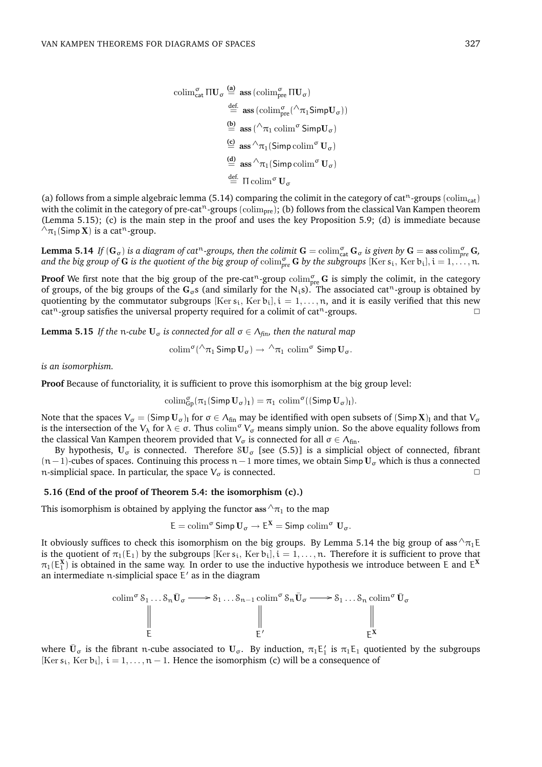$$
\begin{aligned}
\operatorname{colim}^{\sigma}_{\mathsf{cat}} \Pi \mathbf{U}_\sigma &\overset{\textbf{(a)}}{=} \mathbf{ass}\,(\operatorname{colim}^{\sigma}_{\mathsf{pre}} \Pi \mathbf{U}_\sigma) \\
&\overset{\text{def.}}{=} \mathbf{ass}\,(\operatorname{colim}^{\sigma}_{\mathsf{pre}} ({}^{\wedge}\pi_1 \mathsf{Simp} \mathbf{U}_\sigma)) \\
&\overset{\textbf{(b)}}{=} \mathbf{ass}\,({}^{\wedge}\pi_1 \operatorname{colim}^{\sigma} \mathsf{Simp} \mathbf{U}_\sigma) \\
&\overset{\textbf{(c)}}{=} \mathbf{ass}\,{}^{\wedge}\pi_1 (\mathsf{Simp} \operatorname{colim}^{\sigma} \mathbf{U}_\sigma) \\
&\overset{\textbf{(d)}}{=} \mathbf{ass}\,{}^{\wedge}\pi_1 (\mathsf{Simp} \operatorname{colim}^{\sigma} \mathbf{U}_\sigma) \\
&\overset{\text{def.}}{=} \Pi \operatorname{colim}^{\sigma} \mathbf{U}_\sigma
\end{aligned}
$$

(a) follows from a simple algebraic lemma (5.14) comparing the colimit in the category of cat$^n$-groups ($\operatorname{colim}_{\mathsf{cat}}$) with the colimit in the category of pre-cat$^n$-groups ($\operatorname{colim}_{\mathsf{pre}}$); (b) follows from the classical Van Kampen theorem (Lemma 5.15); (c) is the main step in the proof and uses the key Proposition 5.9; (d) is immediate because ${}^{\wedge}\pi_1(\mathsf{Simp}\,\mathbf{X})$ is a cat$^n$-group.

**Lemma 5.14** *If* $(\mathbf{G}_\sigma)$ *is a diagram of cat*$^n$*-groups, then the colimit* $\mathbf{G} = \operatorname{colim}^{\sigma}_{\mathsf{cat}} \mathbf{G}_\sigma$ *is given by* $\mathbf{G} = \mathbf{ass}\operatorname{colim}^{\sigma}_{pre} \mathbf{G}$*, and the big group of* $\mathbf{G}$ *is the quotient of the big group of* $\operatorname{colim}^{\sigma}_{pre} \mathbf{G}$ *by the subgroups* $[\operatorname{Ker} s_i,\, \operatorname{Ker} b_i], i = 1, \ldots, n$.

**Proof** We first note that the big group of the pre-cat$^n$-group $\operatorname{colim}^{\sigma}_{\mathsf{pre}} \mathbf{G}$ is simply the colimit, in the category of groups, of the big groups of the $\mathbf{G}_\sigma$s (and similarly for the $N_i$s). The associated cat$^n$-group is obtained by quotienting by the commutator subgroups $[\operatorname{Ker} s_i,\, \operatorname{Ker} b_i], i = 1, \ldots, n$, and it is easily verified that this new cat$^n$-group satisfies the universal property required for a colimit of cat$^n$-groups. □

**Lemma 5.15** *If the* $n$*-cube* $\mathbf{U}_\sigma$ *is connected for all* $\sigma \in \Lambda_{fin}$*, then the natural map*

$$
\operatorname{colim}^{\sigma}({}^{\wedge}\pi_1\, \mathsf{Simp}\, \mathbf{U}_\sigma) \to {}^{\wedge}\pi_1\, \operatorname{colim}^{\sigma}\, \mathsf{Simp}\, \mathbf{U}_\sigma.
$$

*is an isomorphism.*

**Proof** Because of functoriality, it is sufficient to prove this isomorphism at the big group level:

$$
\operatorname{colim}^{\sigma}_{\mathsf{Gp}}(\pi_1(\mathsf{Simp}\, \mathbf{U}_\sigma)_\mathbf{1}) = \pi_1\, \operatorname{colim}^{\sigma}((\mathsf{Simp}\, \mathbf{U}_\sigma)_\mathbf{1}).
$$

Note that the spaces $V_\sigma = (\mathsf{Simp}\, \mathbf{U}_\sigma)_\mathbf{1}$ for $\sigma \in \Lambda_{\mathrm{fin}}$ may be identified with open subsets of $(\mathsf{Simp}\, \mathbf{X})_\mathbf{1}$ and that $V_\sigma$ is the intersection of the $V_\lambda$ for $\lambda \in \sigma$. Thus $\operatorname{colim}^{\sigma} V_\sigma$ means simply union. So the above equality follows from the classical Van Kampen theorem provided that $V_\sigma$ is connected for all $\sigma \in \Lambda_{\mathrm{fin}}$.

By hypothesis, $\mathbf{U}_\sigma$ is connected. Therefore $\mathcal{S}\mathbf{U}_\sigma$ [see (5.5)] is a simplicial object of connected, fibrant $(n-1)$-cubes of spaces. Continuing this process $n-1$ more times, we obtain $\mathsf{Simp}\, \mathbf{U}_\sigma$ which is thus a connected $n$-simplicial space. In particular, the space $V_\sigma$ is connected. □

### 5.16 (End of the proof of Theorem 5.4: the isomorphism (c).)

This isomorphism is obtained by applying the functor $\mathbf{ass}\,{}^{\wedge}\pi_1$ to the map

$$
E = \operatorname{colim}^{\sigma}\, \mathsf{Simp}\, \mathbf{U}_\sigma \to E^{\mathbf{X}} = \mathsf{Simp}\, \operatorname{colim}^{\sigma}\, \mathbf{U}_\sigma.
$$

It obviously suffices to check this isomorphism on the big groups. By Lemma 5.14 the big group of $\mathbf{ass}\,{}^{\wedge}\pi_1 E$ is the quotient of $\pi_1(E_\mathbf{1})$ by the subgroups $[\operatorname{Ker} s_i,\, \operatorname{Ker} b_i], i = 1, \ldots, n$. Therefore it is sufficient to prove that $\pi_1(E^{\mathbf{X}}_\mathbf{1})$ is obtained in the same way. In order to use the inductive hypothesis we introduce between $E$ and $E^{\mathbf{X}}$ an intermediate $n$-simplicial space $E'$ as in the diagram

$$
\begin{array}{ccccc}
\operatorname{colim}^{\sigma} \mathcal{S}_1 \ldots \mathcal{S}_n \bar{\mathbf{U}}_\sigma & \longrightarrow & \mathcal{S}_1 \ldots \mathcal{S}_{n-1} \operatorname{colim}^{\sigma} \mathcal{S}_n \bar{\mathbf{U}}_\sigma & \longrightarrow & \mathcal{S}_1 \ldots \mathcal{S}_n \operatorname{colim}^{\sigma} \bar{\mathbf{U}}_\sigma \\
\| & & \| & & \| \\
E & & E' & & E^{\mathbf{X}}
\end{array}
$$

where $\bar{\mathbf{U}}_\sigma$ is the fibrant $n$-cube associated to $\mathbf{U}_\sigma$. By induction, $\pi_1 E'_1$ is $\pi_1 E_1$ quotiented by the subgroups $[\operatorname{Ker} s_i,\, \operatorname{Ker} b_i],\ i = 1, \ldots, n-1$. Hence the isomorphism (c) will be a consequence of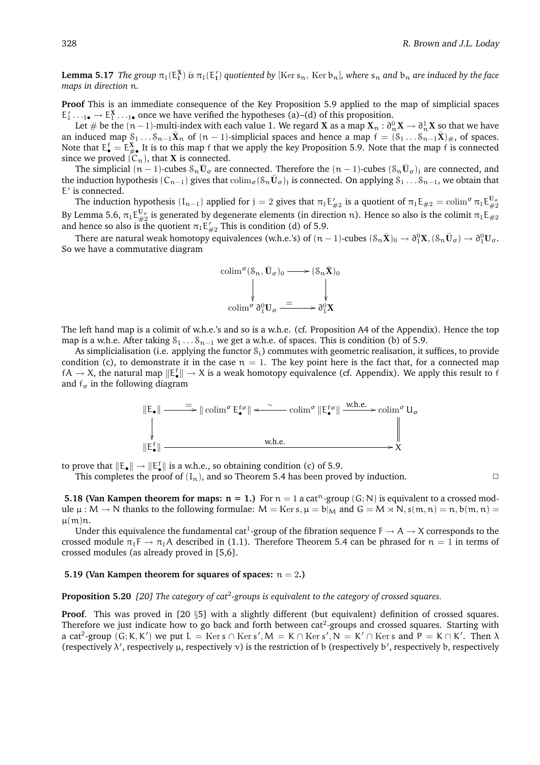**Lemma 5.17** *The group $\pi_1(E_1^{\mathbf{X}})$ is $\pi_1(E_1')$ quotiented by $[\operatorname{Ker} s_n, \operatorname{Ker} b_n]$, where $s_n$ and $b_n$ are induced by the face maps in direction $n$.*

**Proof** This is an immediate consequence of the Key Proposition 5.9 applied to the map of simplicial spaces $E'_1 \dots {}_{1\bullet} \to E_1^{\mathbf{X}} \dots {}_{1\bullet}$ once we have verified the hypotheses (a)–(d) of this proposition.

Let $\#$ be the $(n-1)$-multi-index with each value 1. We regard $\mathbf{X}$ as a map $\mathbf{X}_n : \partial_n^0 \mathbf{X} \to \partial_n^1 \mathbf{X}$ so that we have an induced map $\mathcal{S}_1 \dots \mathcal{S}_{n-1} \bar{\mathbf{X}}_n$ of $(n-1)$-simplicial spaces and hence a map $f = (\mathcal{S}_1 \dots \mathcal{S}_{n-1} \bar{\mathbf{X}})_\#$, of spaces. Note that $E_\bullet^f = E_{\#\bullet}^{\mathbf{X}}$. It is to this map $f$ that we apply the key Proposition 5.9. Note that the map $f$ is connected since we proved $(C_n)$, that $\mathbf{X}$ is connected.

The simplicial $(n-1)$-cubes $\mathcal{S}_n \bar{\mathbf{U}}_\sigma$ are connected. Therefore the $(n-1)$-cubes $(\mathcal{S}_n \bar{\mathbf{U}}_\sigma)_j$ are connected, and the induction hypothesis $(C_{n-1})$ gives that $\operatorname{colim}_\sigma (\mathcal{S}_n \bar{\mathbf{U}}_\sigma)_j$ is connected. On applying $\mathcal{S}_1 \dots \mathcal{S}_{n-1}$, we obtain that $E'$ is connected.

The induction hypothesis $(I_{n-1})$ applied for $j = 2$ gives that $\pi_1 E'_{\#2}$ is a quotient of $\pi_1 E_{\#2} = \operatorname{colim}^\sigma \pi_1 E_{\#2}^{\mathbf{U}_\sigma}$ By Lemma 5.6, $\pi_1 E_{\#2}^{\mathbf{U}_\sigma}$ is generated by degenerate elements (in direction $n$). Hence so also is the colimit $\pi_1 E_{\#2}$ and hence so also is the quotient $\pi_1 E'_{\#2}$ This is condition (d) of 5.9.

There are natural weak homotopy equivalences (w.h.e.'s) of $(n-1)$-cubes $(\mathcal{S}_n \bar{\mathbf{X}})_0 \to \partial_1^0 \mathbf{X}, (\mathcal{S}_n \bar{\mathbf{U}}_\sigma) \to \partial_1^0 \mathbf{U}_\sigma$. So we have a commutative diagram

$$\begin{array}{ccc}
\operatorname{colim}^\sigma (\mathcal{S}_n, \bar{\mathbf{U}}_\sigma)_0 & \longrightarrow & (\mathcal{S}_n \bar{\mathbf{X}})_0 \\
\downarrow & & \downarrow \\
\operatorname{colim}^\sigma \partial_1^0 \mathbf{U}_\sigma & \xrightarrow{=} & \partial_1^0 \mathbf{X}
\end{array}$$

The left hand map is a colimit of w.h.e.'s and so is a w.h.e. (cf. Proposition A4 of the Appendix). Hence the top map is a w.h.e. After taking $\mathcal{S}_1 \dots \mathcal{S}_{n-1}$ we get a w.h.e. of spaces. This is condition (b) of 5.9.

As simplicialisation (i.e. applying the functor $\mathcal{S}_i$) commutes with geometric realisation, it suffices, to provide condition (c), to demonstrate it in the case $n = 1$. The key point here is the fact that, for a connected map $fA \to X$, the natural map $\|E_\bullet^f\| \to X$ is a weak homotopy equivalence (cf. Appendix). We apply this result to $f$ and $f_\sigma$ in the following diagram

$$\begin{array}{ccccccc}
\|E_\bullet\| & \xrightarrow{=} & \|\operatorname{colim}^\sigma E_\bullet^{f\sigma}\| & \xleftarrow{\sim} & \operatorname{colim}^\sigma \|E_\bullet^{f\sigma}\| & \xrightarrow{\text{w.h.e.}} & \operatorname{colim}^\sigma U_\sigma \\
\downarrow & & & & & & \| \\
\|E_\bullet^f\| & & & \xrightarrow{\text{w.h.e.}} & & & X
\end{array}$$

to prove that $\|E_\bullet\| \to \|E_\bullet^f\|$ is a w.h.e., so obtaining condition (c) of 5.9.

This completes the proof of $(I_n)$, and so Theorem 5.4 has been proved by induction. □

**5.18 (Van Kampen theorem for maps: n = 1.)** For $n = 1$ a cat$^n$-group $(G; N)$ is equivalent to a crossed module $\mu : M \to N$ thanks to the following formulae: $M = \operatorname{Ker} s, \mu = b|_M$ and $G = M \rtimes N, s(m, n) = n, b(m, n) = \mu(m)n$.

Under this equivalence the fundamental cat$^1$-group of the fibration sequence $F \to A \to X$ corresponds to the crossed module $\pi_1 F \to \pi_1 A$ described in (1.1). Therefore Theorem 5.4 can be phrased for $n = 1$ in terms of crossed modules (as already proved in [5,6].

**5.19 (Van Kampen theorem for squares of spaces: $n = 2$.)**

**Proposition 5.20** *[20] The category of cat$^2$-groups is equivalent to the category of crossed squares.*

**Proof**. This was proved in [20 §5] with a slightly different (but equivalent) definition of crossed squares. Therefore we just indicate how to go back and forth between cat$^2$-groups and crossed squares. Starting with a cat$^2$-group $(G; K, K')$ we put $L = \operatorname{Ker} s \cap \operatorname{Ker} s', M = K \cap \operatorname{Ker} s', N = K' \cap \operatorname{Ker} s$ and $P = K \cap K'$. Then $\lambda$ (respectively $\lambda'$, respectively $\mu$, respectively $\nu$) is the restriction of $b$ (respectively $b'$, respectively $b$, respectively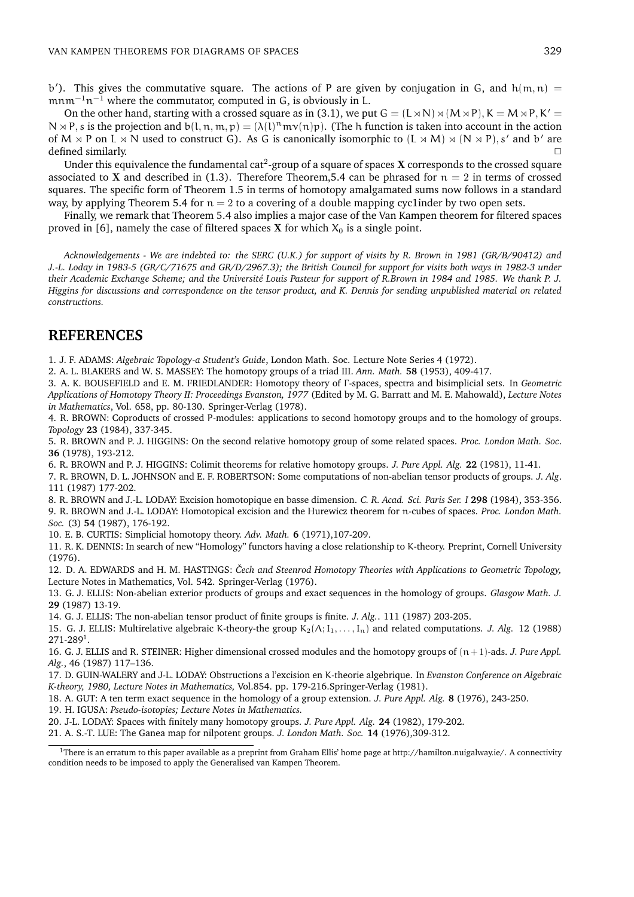$b'$). This gives the commutative square. The actions of $P$ are given by conjugation in $G$, and $h(m,n) = mnm^{-1}n^{-1}$ where the commutator, computed in $G$, is obviously in $L$.

On the other hand, starting with a crossed square as in (3.1), we put $G = (L \rtimes N) \rtimes (M \rtimes P), K = M \rtimes P, K' = N \rtimes P$, $s$ is the projection and $b(l,n,m,p) = (\lambda(l)^n m\nu(n)p)$. (The $h$ function is taken into account in the action of $M \rtimes P$ on $L \rtimes N$ used to construct $G$). As $G$ is canonically isomorphic to $(L \rtimes M) \rtimes (N \rtimes P)$, $s'$ and $b'$ are defined similarly. □

Under this equivalence the fundamental cat$^2$-group of a square of spaces $\mathbf{X}$ corresponds to the crossed square associated to $\mathbf{X}$ and described in (1.3). Therefore Theorem,5.4 can be phrased for $n = 2$ in terms of crossed squares. The specific form of Theorem 1.5 in terms of homotopy amalgamated sums now follows in a standard way, by applying Theorem 5.4 for $n = 2$ to a covering of a double mapping cyc1inder by two open sets.

Finally, we remark that Theorem 5.4 also implies a major case of the Van Kampen theorem for filtered spaces proved in [6], namely the case of filtered spaces $\mathbf{X}$ for which $X_0$ is a single point.

*Acknowledgements - We are indebted to: the SERC (U.K.) for support of visits by R. Brown in 1981 (GR/B/90412) and J.-L. Loday in 1983-5 (GR/C/71675 and GR/D/2967.3); the British Council for support for visits both ways in 1982-3 under their Academic Exchange Scheme; and the Université Louis Pasteur for support of R.Brown in 1984 and 1985. We thank P. J. Higgins for discussions and correspondence on the tensor product, and K. Dennis for sending unpublished material on related constructions.*

## REFERENCES

1. J. F. ADAMS: *Algebraic Topology-a Student's Guide*, London Math. Soc. Lecture Note Series 4 (1972).
2. A. L. BLAKERS and W. S. MASSEY: The homotopy groups of a triad III. *Ann. Math.* **58** (1953), 409-417.
3. A. K. BOUSEFIELD and E. M. FRIEDLANDER: Homotopy theory of Γ-spaces, spectra and bisimplicial sets. In *Geometric Applications of Homotopy Theory II: Proceedings Evanston, 1977* (Edited by M. G. Barratt and M. E. Mahowald), *Lecture Notes in Mathematics*, Vol. 658, pp. 80-130. Springer-Verlag (1978).
4. R. BROWN: Coproducts of crossed P-modules: applications to second homotopy groups and to the homology of groups. *Topology* **23** (1984), 337-345.
5. R. BROWN and P. J. HIGGINS: On the second relative homotopy group of some related spaces. *Proc. London Math. Soc*. **36** (1978), 193-212.
6. R. BROWN and P. J. HIGGINS: Colimit theorems for relative homotopy groups. *J. Pure Appl. Alg.* **22** (1981), 11-41.
7. R. BROWN, D. L. JOHNSON and E. F. ROBERTSON: Some computations of non-abelian tensor products of groups. *J. Alg*. 111 (1987) 177-202.
8. R. BROWN and J.-L. LODAY: Excision homotopique en basse dimension. *C. R. Acad. Sci. Paris Ser. I* **298** (1984), 353-356.
9. R. BROWN and J.-L. LODAY: Homotopical excision and the Hurewicz theorem for $n$-cubes of spaces. *Proc. London Math. Soc.* (3) **54** (1987), 176-192.
10. E. B. CURTIS: Simplicial homotopy theory. *Adv. Math.* **6** (1971),107-209.
11. R. K. DENNIS: In search of new "Homology" functors having a close relationship to K-theory. Preprint, Cornell University (1976).
12. D. A. EDWARDS and H. M. HASTINGS: *Čech and Steenrod Homotopy Theories with Applications to Geometric Topology,* Lecture Notes in Mathematics, Vol. 542. Springer-Verlag (1976).
13. G. J. ELLIS: Non-abelian exterior products of groups and exact sequences in the homology of groups. *Glasgow Math. J.* **29** (1987) 13-19.
14. G. J. ELLIS: The non-abelian tensor product of finite groups is finite. *J. Alg.*. 111 (1987) 203-205.
15. G. J. ELLIS: Multirelative algebraic K-theory-the group $K_2(\Lambda; I_1, \ldots, I_n)$ and related computations. *J. Alg.* 12 (1988) 271-289[1].
16. G. J. ELLIS and R. STEINER: Higher dimensional crossed modules and the homotopy groups of $(n+1)$-ads. *J. Pure Appl. Alg.*, 46 (1987) 117–136.
17. D. GUIN-WALERY and J-L. LODAY: Obstructions a l'excision en K-theorie algebrique. In *Evanston Conference on Algebraic K-theory, 1980, Lecture Notes in Mathematics,* Vol.854. pp. 179-216.Springer-Verlag (1981).
18. A. GUT: A ten term exact sequence in the homology of a group extension. *J. Pure Appl. Alg.* **8** (1976), 243-250.
19. H. IGUSA: *Pseudo-isotopies; Lecture Notes in Mathematics.*
20. J-L. LODAY: Spaces with finitely many homotopy groups. *J. Pure Appl. Alg.* **24** (1982), 179-202.
21. A. S.-T. LUE: The Ganea map for nilpotent groups. *J. London Math. Soc.* **14** (1976),309-312.

[1] There is an erratum to this paper available as a preprint from Graham Ellis' home page at http://hamilton.nuigalway.ie/. A connectivity condition needs to be imposed to apply the Generalised van Kampen Theorem.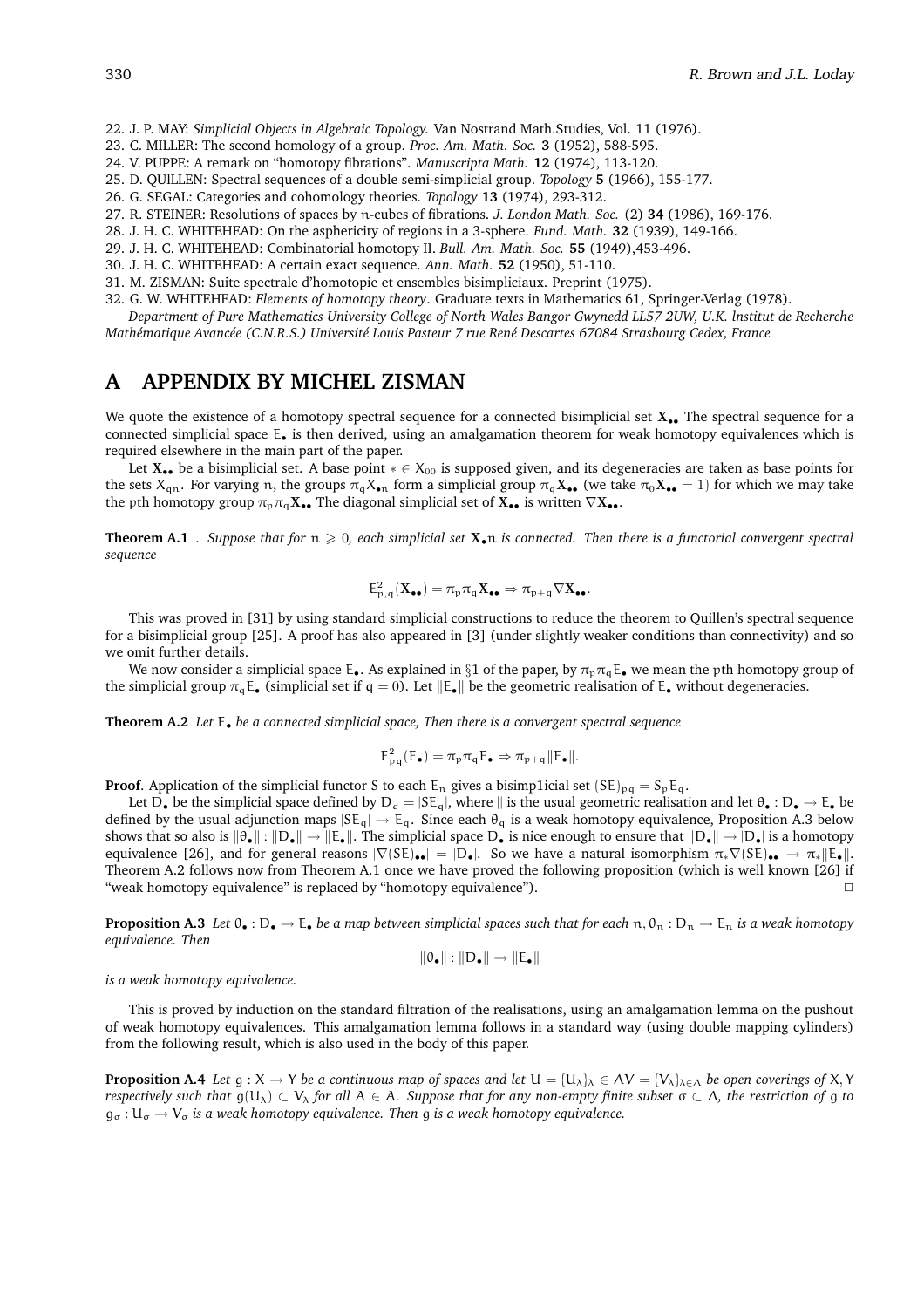22. J. P. MAY: *Simplicial Objects in Algebraic Topology.* Van Nostrand Math.Studies, Vol. 11 (1976).
23. C. MILLER: The second homology of a group. *Proc. Am. Math. Soc.* **3** (1952), 588-595.
24. V. PUPPE: A remark on "homotopy fibrations". *Manuscripta Math.* **12** (1974), 113-120.
25. D. QUlLLEN: Spectral sequences of a double semi-simplicial group. *Topology* **5** (1966), 155-177.
26. G. SEGAL: Categories and cohomology theories. *Topology* **13** (1974), 293-312.
27. R. STEINER: Resolutions of spaces by $n$-cubes of fibrations. *J. London Math. Soc.* (2) **34** (1986), 169-176.
28. J. H. C. WHITEHEAD: On the asphericity of regions in a 3-sphere. *Fund. Math.* **32** (1939), 149-166.
29. J. H. C. WHITEHEAD: Combinatorial homotopy II. *Bull. Am. Math. Soc.* **55** (1949),453-496.
30. J. H. C. WHITEHEAD: A certain exact sequence. *Ann. Math.* **52** (1950), 51-110.
31. M. ZISMAN: Suite spectrale d'homotopie et ensembles bisimpliciaux. Preprint (1975).
32. G. W. WHITEHEAD: *Elements of homotopy theory*. Graduate texts in Mathematics 61, Springer-Verlag (1978).

*Department of Pure Mathematics University College of North Wales Bangor Gwynedd LL57 2UW, U.K. lnstitut de Recherche Mathématique Avancée (C.N.R.S.) Université Louis Pasteur 7 rue René Descartes 67084 Strasbourg Cedex, France*

# A APPENDIX BY MICHEL ZISMAN

We quote the existence of a homotopy spectral sequence for a connected bisimplicial set $\mathbf{X}_{\bullet\bullet}$ The spectral sequence for a connected simplicial space $E_\bullet$ is then derived, using an amalgamation theorem for weak homotopy equivalences which is required elsewhere in the main part of the paper.

Let $\mathbf{X}_{\bullet\bullet}$ be a bisimplicial set. A base point $* \in X_{00}$ is supposed given, and its degeneracies are taken as base points for the sets $X_{qn}$. For varying $n$, the groups $\pi_q X_{\bullet n}$ form a simplicial group $\pi_q \mathbf{X}_{\bullet\bullet}$ (we take $\pi_0 \mathbf{X}_{\bullet\bullet} = 1$) for which we may take the $p$th homotopy group $\pi_p\pi_q\mathbf{X}_{\bullet\bullet}$ The diagonal simplicial set of $\mathbf{X}_{\bullet\bullet}$ is written $\nabla\mathbf{X}_{\bullet\bullet}$.

**Theorem A.1** . *Suppose that for $n \geqslant 0$, each simplicial set $\mathbf{X}_\bullet n$ is connected. Then there is a functorial convergent spectral sequence*

$$E^2_{p,q}(\mathbf{X}_{\bullet\bullet}) = \pi_p\pi_q\mathbf{X}_{\bullet\bullet} \Rightarrow \pi_{p+q}\nabla\mathbf{X}_{\bullet\bullet}.$$

This was proved in [31] by using standard simplicial constructions to reduce the theorem to Quillen's spectral sequence for a bisimplicial group [25]. A proof has also appeared in [3] (under slightly weaker conditions than connectivity) and so we omit further details.

We now consider a simplicial space $E_\bullet$. As explained in §1 of the paper, by $\pi_p\pi_q E_\bullet$ we mean the $p$th homotopy group of the simplicial group $\pi_q E_\bullet$ (simplicial set if $q = 0$). Let $\|E_\bullet\|$ be the geometric realisation of $E_\bullet$ without degeneracies.

**Theorem A.2** *Let $E_\bullet$ be a connected simplicial space, Then there is a convergent spectral sequence*

$$E^2_{pq}(E_\bullet) = \pi_p\pi_q E_\bullet \Rightarrow \pi_{p+q}\|E_\bullet\|.$$

**Proof**. Application of the simplicial functor $S$ to each $E_n$ gives a bisimp1icial set $(SE)_{pq} = S_p E_q$.

Let $D_\bullet$ be the simplicial space defined by $D_q = |SE_q|$, where $||$ is the usual geometric realisation and let $\theta_\bullet : D_\bullet \to E_\bullet$ be defined by the usual adjunction maps $|SE_q| \to E_q$. Since each $\theta_q$ is a weak homotopy equivalence, Proposition A.3 below shows that so also is $\|\theta_\bullet\| : \|D_\bullet\| \to \|E_\bullet\|$. The simplicial space $D_\bullet$ is nice enough to ensure that $\|D_\bullet\| \to |D_\bullet|$ is a homotopy equivalence [26], and for general reasons $|\nabla(SE)_{\bullet\bullet}| = |D_\bullet|$. So we have a natural isomorphism $\pi_*\nabla(SE)_{\bullet\bullet} \to \pi_*\|E_\bullet\|$. Theorem A.2 follows now from Theorem A.1 once we have proved the following proposition (which is well known [26] if "weak homotopy equivalence" is replaced by "homotopy equivalence"). □

**Proposition A.3** *Let $\theta_\bullet : D_\bullet \to E_\bullet$ be a map between simplicial spaces such that for each $n, \theta_n : D_n \to E_n$ is a weak homotopy equivalence. Then*

$$\|\theta_\bullet\| : \|D_\bullet\| \to \|E_\bullet\|$$

*is a weak homotopy equivalence.*

This is proved by induction on the standard filtration of the realisations, using an amalgamation lemma on the pushout of weak homotopy equivalences. This amalgamation lemma follows in a standard way (using double mapping cylinders) from the following result, which is also used in the body of this paper.

**Proposition A.4** *Let $g : X \to Y$ be a continuous map of spaces and let $U = \{U_\lambda\}_\lambda \in \Lambda V = \{V_\lambda\}_{\lambda\in\Lambda}$ be open coverings of $X, Y$ respectively such that $g(U_\lambda) \subset V_\lambda$ for all $A \in A$. Suppose that for any non-empty finite subset $\sigma \subset \Lambda$, the restriction of $g$ to $g_\sigma : U_\sigma \to V_\sigma$ is a weak homotopy equivalence. Then $g$ is a weak homotopy equivalence.*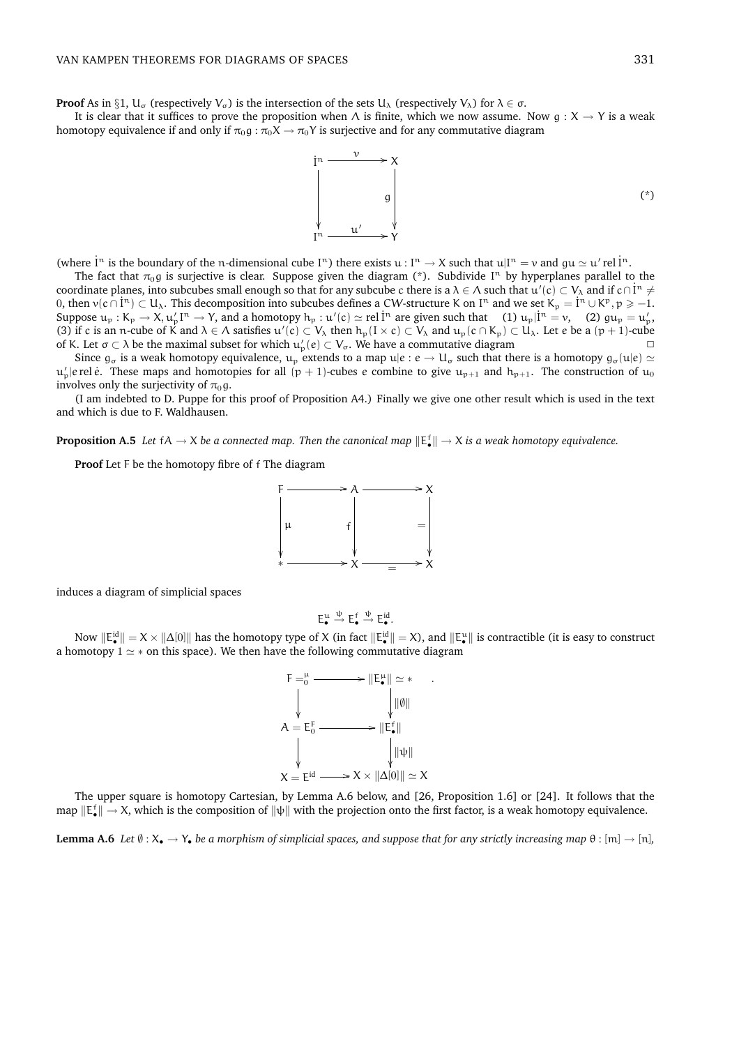**Proof** As in §1, $U_\sigma$ (respectively $V_\sigma$) is the intersection of the sets $U_\lambda$ (respectively $V_\lambda$) for $\lambda \in \sigma$.

It is clear that it suffices to prove the proposition when $\Lambda$ is finite, which we now assume. Now $g : X \to Y$ is a weak homotopy equivalence if and only if $\pi_0 g : \pi_0 X \to \pi_0 Y$ is surjective and for any commutative diagram

$$\begin{array}{ccc} \dot{I}^n & \xrightarrow{\ v\ } & X \\ \Big\downarrow & & \Big\downarrow g \\ I^n & \xrightarrow{\ u'\ } & Y \end{array} \qquad (*)$$

(where $\dot{I}^n$ is the boundary of the $n$-dimensional cube $I^n$) there exists $u : I^n \to X$ such that $u|I^n = v$ and $gu \simeq u' \operatorname{rel} \dot{I}^n$.

The fact that $\pi_0 g$ is surjective is clear. Suppose given the diagram (\*). Subdivide $I^n$ by hyperplanes parallel to the coordinate planes, into subcubes small enough so that for any subcube $c$ there is a $\lambda \in \Lambda$ such that $u'(c) \subset V_\lambda$ and if $c \cap \dot{I}^n \neq \emptyset$, then $v(c \cap \dot{I}^n) \subset U_\lambda$. This decomposition into subcubes defines a CW-structure $K$ on $I^n$ and we set $K_p = \dot{I}^n \cup K^p, p \geqslant -1$. Suppose $u_p : K_p \to X, u'_p I^n \to Y$, and a homotopy $h_p : u'(c) \simeq \operatorname{rel} \dot{I}^n$ are given such that (1) $u_p|\dot{I}^n = v$, (2) $gu_p = u'_p$, (3) if $c$ is an $n$-cube of $K$ and $\lambda \in \Lambda$ satisfies $u'(c) \subset V_\lambda$ then $h_p(I \times c) \subset V_\lambda$ and $u_p(c \cap K_p) \subset U_\lambda$. Let $e$ be a $(p+1)$-cube of $K$. Let $\sigma \subset \lambda$ be the maximal subset for which $u'_p(e) \subset V_\sigma$. We have a commutative diagram □

Since $g_\sigma$ is a weak homotopy equivalence, $u_p$ extends to a map $u|e : e \to U_\sigma$ such that there is a homotopy $g_\sigma(u|e) \simeq u'_p|e \operatorname{rel} \dot{e}$. These maps and homotopies for all $(p+1)$-cubes $e$ combine to give $u_{p+1}$ and $h_{p+1}$. The construction of $u_0$ involves only the surjectivity of $\pi_0 g$.

(I am indebted to D. Puppe for this proof of Proposition A4.) Finally we give one other result which is used in the text and which is due to F. Waldhausen.

**Proposition A.5** *Let $fA \to X$ be a connected map. Then the canonical map $\|E^f_\bullet\| \to X$ is a weak homotopy equivalence.*

**Proof** Let $F$ be the homotopy fibre of $f$ The diagram

$$\begin{array}{ccccc} F & \longrightarrow & A & \longrightarrow & X \\ \Big\downarrow \mu & & \Big\downarrow f & & \Big\| \\ * & \longrightarrow & X & \xrightarrow{=} & X \end{array}$$

induces a diagram of simplicial spaces

$$E^u_\bullet \xrightarrow{\psi} E^f_\bullet \xrightarrow{\psi} E^{id}_\bullet.$$

Now $\|E^{id}_\bullet\| = X \times \|\Delta[0]\|$ has the homotopy type of $X$ (in fact $\|E^{id}_\bullet\| = X$), and $\|E^u_\bullet\|$ is contractible (it is easy to construct a homotopy $1 \simeq *$ on this space). We then have the following commutative diagram

$$\begin{array}{ccc} F = ^\mu_0 & \longrightarrow & \|E^\mu_\bullet\| \simeq * \\ \Big\downarrow & & \Big\downarrow \|\emptyset\| \\ A = E^F_0 & \longrightarrow & \|E^f_\bullet\| \\ \Big\downarrow & & \Big\downarrow \|\psi\| \\ X = E^{id} & \longrightarrow & X \times \|\Delta[0]\| \simeq X \end{array}$$

The upper square is homotopy Cartesian, by Lemma A.6 below, and [26, Proposition 1.6] or [24]. It follows that the map $\|E^f_\bullet\| \to X$, which is the composition of $\|\psi\|$ with the projection onto the first factor, is a weak homotopy equivalence.

**Lemma A.6** *Let $\emptyset : X_\bullet \to Y_\bullet$ be a morphism of simplicial spaces, and suppose that for any strictly increasing map $\theta : [m] \to [n]$,*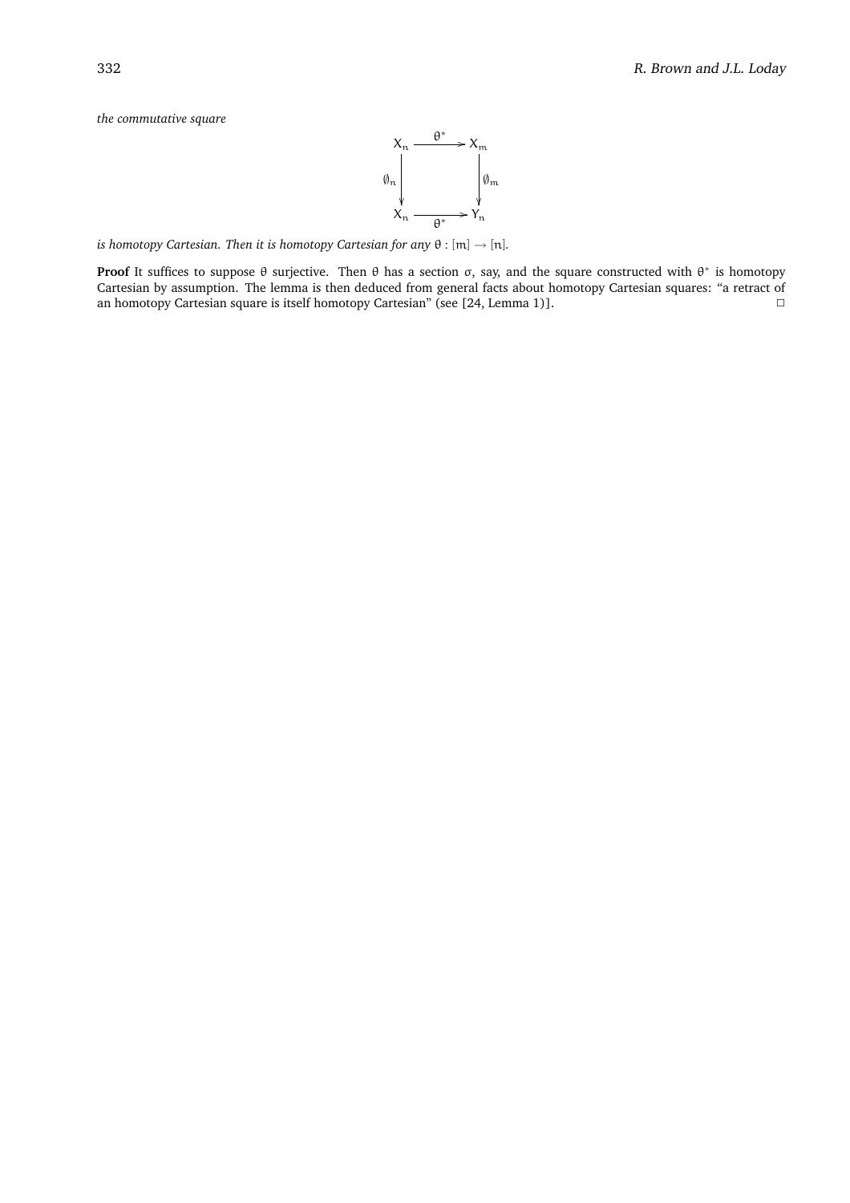*the commutative square*

$$
\begin{array}{ccc}
X_n & \xrightarrow{\theta^*} & X_m \\
{\scriptstyle \emptyset_n}\downarrow & & \downarrow{\scriptstyle \emptyset_m} \\
X_n & \xrightarrow[\theta^*]{} & Y_n
\end{array}
$$

*is homotopy Cartesian. Then it is homotopy Cartesian for any* $\theta : [m] \to [n]$.

**Proof** It suffices to suppose $\theta$ surjective. Then $\theta$ has a section $\sigma$, say, and the square constructed with $\theta^*$ is homotopy Cartesian by assumption. The lemma is then deduced from general facts about homotopy Cartesian squares: "a retract of an homotopy Cartesian square is itself homotopy Cartesian" (see [24, Lemma 1)]. □